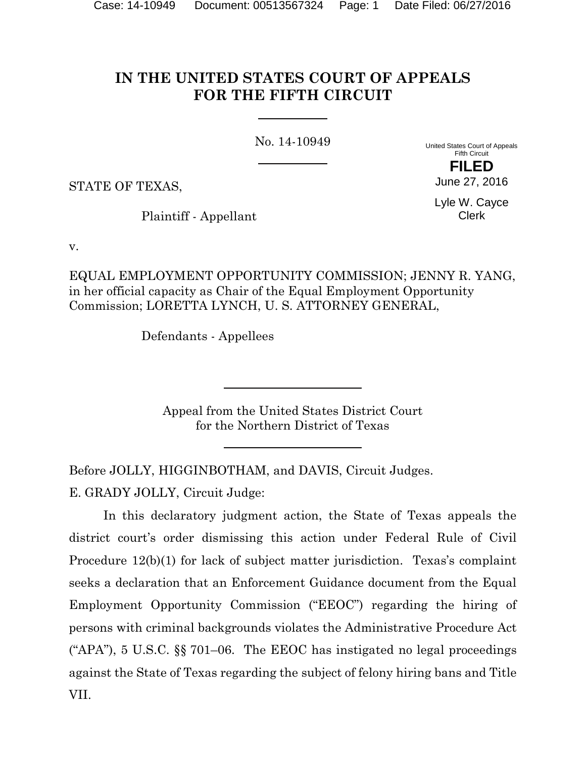# IN THE UNITED STATES COURT OF APPEALS FOR THE FIFTH CIRCUIT

No. 14-10949

United States Court of Appeals
Fifth Circuit

**FILED**

June 27, 2016

Lyle W. Cayce
Clerk

STATE OF TEXAS,

Plaintiff - Appellant

v.

EQUAL EMPLOYMENT OPPORTUNITY COMMISSION; JENNY R. YANG, in her official capacity as Chair of the Equal Employment Opportunity Commission; LORETTA LYNCH, U. S. ATTORNEY GENERAL,

Defendants - Appellees

Appeal from the United States District Court
for the Northern District of Texas

Before JOLLY, HIGGINBOTHAM, and DAVIS, Circuit Judges.

E. GRADY JOLLY, Circuit Judge:

In this declaratory judgment action, the State of Texas appeals the district court's order dismissing this action under Federal Rule of Civil Procedure 12(b)(1) for lack of subject matter jurisdiction. Texas's complaint seeks a declaration that an Enforcement Guidance document from the Equal Employment Opportunity Commission ("EEOC") regarding the hiring of persons with criminal backgrounds violates the Administrative Procedure Act ("APA"), 5 U.S.C. §§ 701–06. The EEOC has instigated no legal proceedings against the State of Texas regarding the subject of felony hiring bans and Title VII.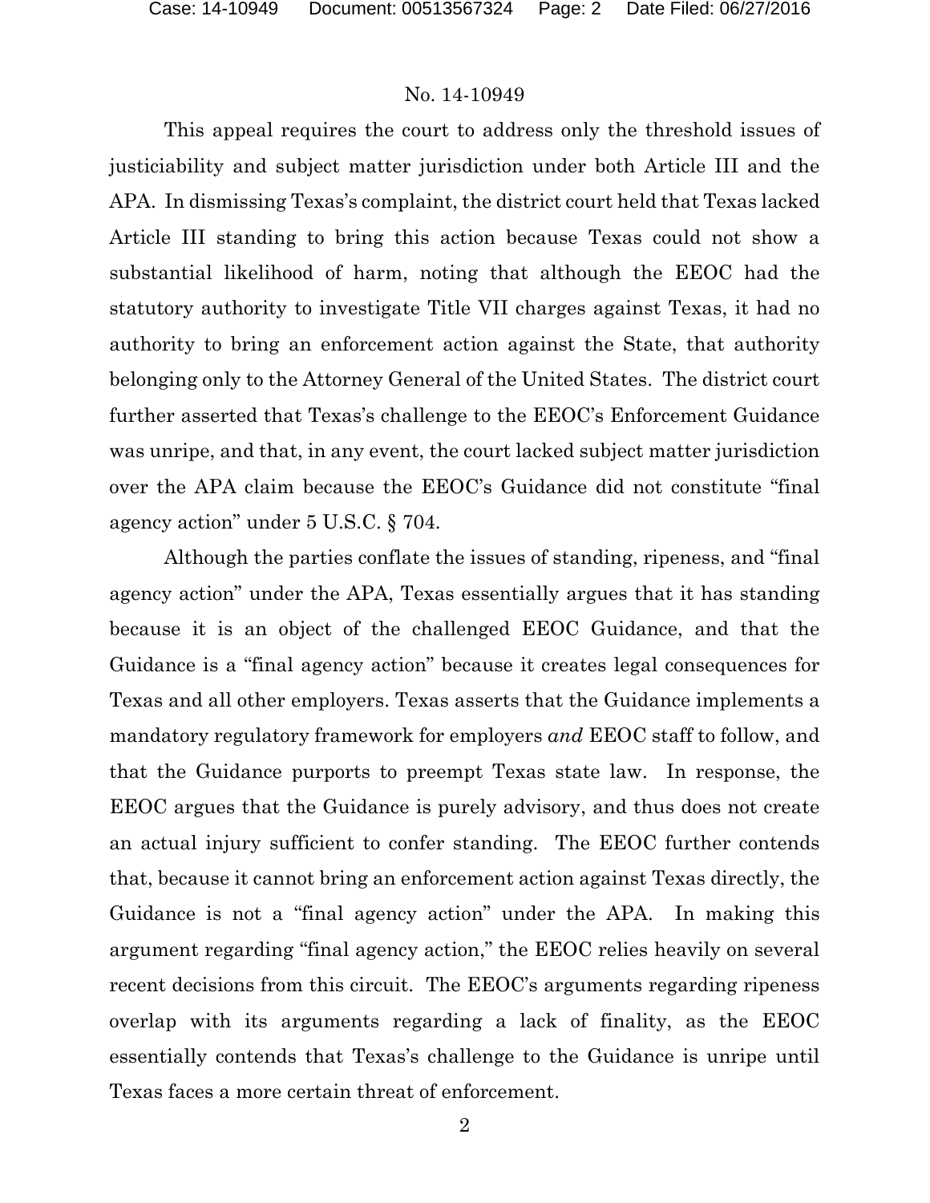No. 14-10949

This appeal requires the court to address only the threshold issues of justiciability and subject matter jurisdiction under both Article III and the APA. In dismissing Texas's complaint, the district court held that Texas lacked Article III standing to bring this action because Texas could not show a substantial likelihood of harm, noting that although the EEOC had the statutory authority to investigate Title VII charges against Texas, it had no authority to bring an enforcement action against the State, that authority belonging only to the Attorney General of the United States. The district court further asserted that Texas's challenge to the EEOC's Enforcement Guidance was unripe, and that, in any event, the court lacked subject matter jurisdiction over the APA claim because the EEOC's Guidance did not constitute "final agency action" under 5 U.S.C. § 704.

Although the parties conflate the issues of standing, ripeness, and "final agency action" under the APA, Texas essentially argues that it has standing because it is an object of the challenged EEOC Guidance, and that the Guidance is a "final agency action" because it creates legal consequences for Texas and all other employers. Texas asserts that the Guidance implements a mandatory regulatory framework for employers *and* EEOC staff to follow, and that the Guidance purports to preempt Texas state law. In response, the EEOC argues that the Guidance is purely advisory, and thus does not create an actual injury sufficient to confer standing. The EEOC further contends that, because it cannot bring an enforcement action against Texas directly, the Guidance is not a "final agency action" under the APA. In making this argument regarding "final agency action," the EEOC relies heavily on several recent decisions from this circuit. The EEOC's arguments regarding ripeness overlap with its arguments regarding a lack of finality, as the EEOC essentially contends that Texas's challenge to the Guidance is unripe until Texas faces a more certain threat of enforcement.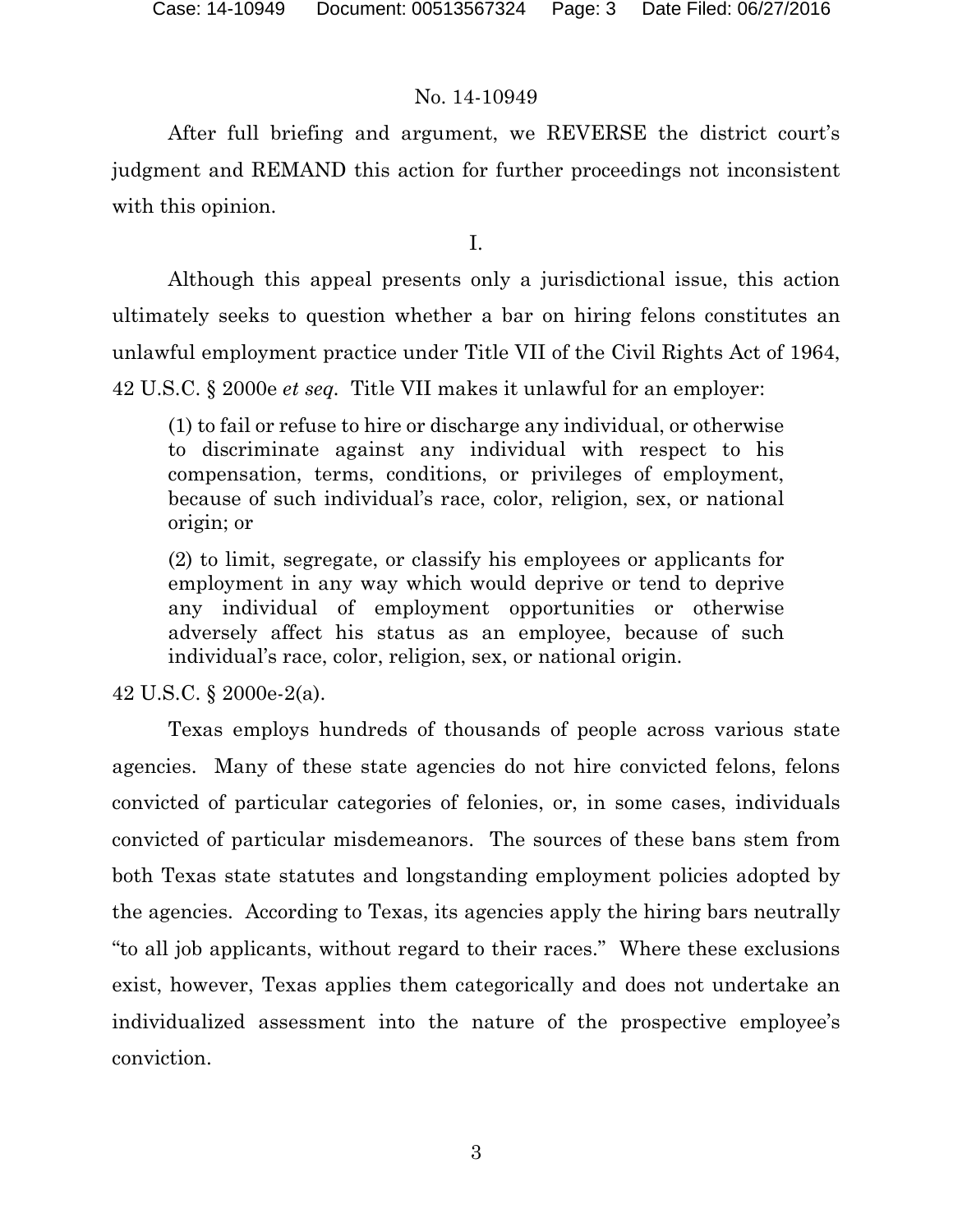After full briefing and argument, we REVERSE the district court's judgment and REMAND this action for further proceedings not inconsistent with this opinion.

I.

Although this appeal presents only a jurisdictional issue, this action ultimately seeks to question whether a bar on hiring felons constitutes an unlawful employment practice under Title VII of the Civil Rights Act of 1964, 42 U.S.C. § 2000e *et seq.* Title VII makes it unlawful for an employer:

> (1) to fail or refuse to hire or discharge any individual, or otherwise to discriminate against any individual with respect to his compensation, terms, conditions, or privileges of employment, because of such individual's race, color, religion, sex, or national origin; or
>
> (2) to limit, segregate, or classify his employees or applicants for employment in any way which would deprive or tend to deprive any individual of employment opportunities or otherwise adversely affect his status as an employee, because of such individual's race, color, religion, sex, or national origin.

42 U.S.C. § 2000e-2(a).

Texas employs hundreds of thousands of people across various state agencies. Many of these state agencies do not hire convicted felons, felons convicted of particular categories of felonies, or, in some cases, individuals convicted of particular misdemeanors. The sources of these bans stem from both Texas state statutes and longstanding employment policies adopted by the agencies. According to Texas, its agencies apply the hiring bars neutrally "to all job applicants, without regard to their races." Where these exclusions exist, however, Texas applies them categorically and does not undertake an individualized assessment into the nature of the prospective employee's conviction.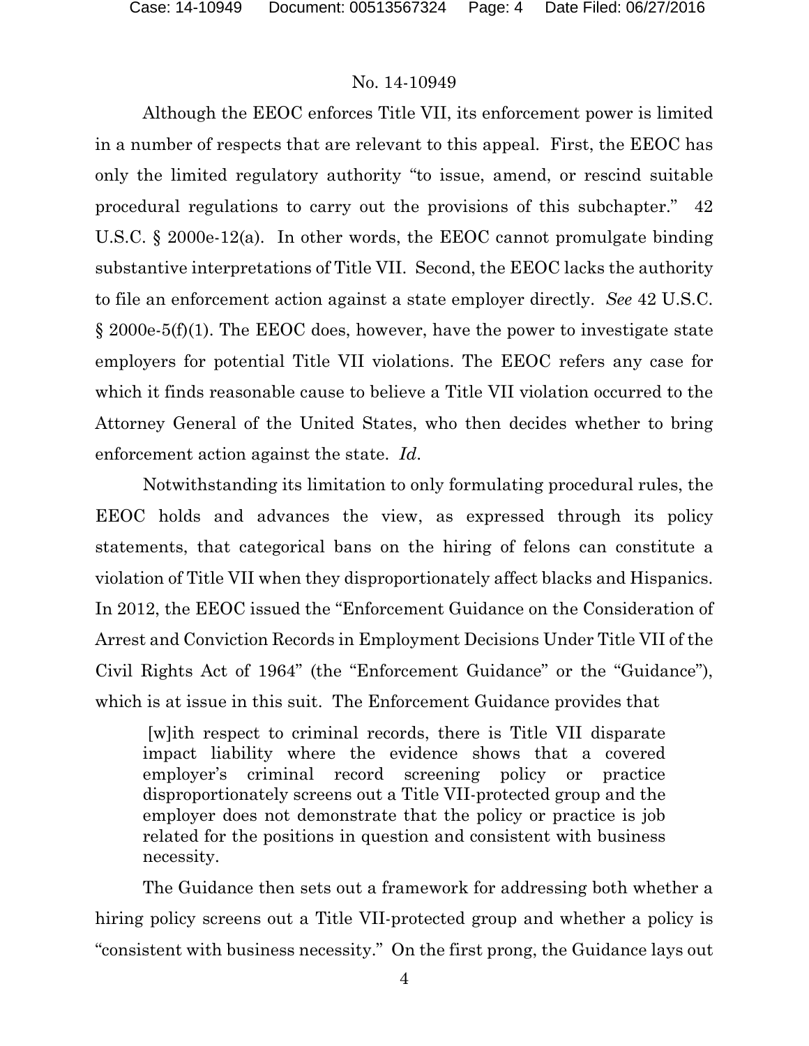Although the EEOC enforces Title VII, its enforcement power is limited in a number of respects that are relevant to this appeal. First, the EEOC has only the limited regulatory authority "to issue, amend, or rescind suitable procedural regulations to carry out the provisions of this subchapter." 42 U.S.C. § 2000e-12(a). In other words, the EEOC cannot promulgate binding substantive interpretations of Title VII. Second, the EEOC lacks the authority to file an enforcement action against a state employer directly. *See* 42 U.S.C. § 2000e-5(f)(1). The EEOC does, however, have the power to investigate state employers for potential Title VII violations. The EEOC refers any case for which it finds reasonable cause to believe a Title VII violation occurred to the Attorney General of the United States, who then decides whether to bring enforcement action against the state. *Id*.

Notwithstanding its limitation to only formulating procedural rules, the EEOC holds and advances the view, as expressed through its policy statements, that categorical bans on the hiring of felons can constitute a violation of Title VII when they disproportionately affect blacks and Hispanics. In 2012, the EEOC issued the "Enforcement Guidance on the Consideration of Arrest and Conviction Records in Employment Decisions Under Title VII of the Civil Rights Act of 1964" (the "Enforcement Guidance" or the "Guidance"), which is at issue in this suit. The Enforcement Guidance provides that

> [w]ith respect to criminal records, there is Title VII disparate impact liability where the evidence shows that a covered employer's criminal record screening policy or practice disproportionately screens out a Title VII-protected group and the employer does not demonstrate that the policy or practice is job related for the positions in question and consistent with business necessity.

The Guidance then sets out a framework for addressing both whether a hiring policy screens out a Title VII-protected group and whether a policy is "consistent with business necessity." On the first prong, the Guidance lays out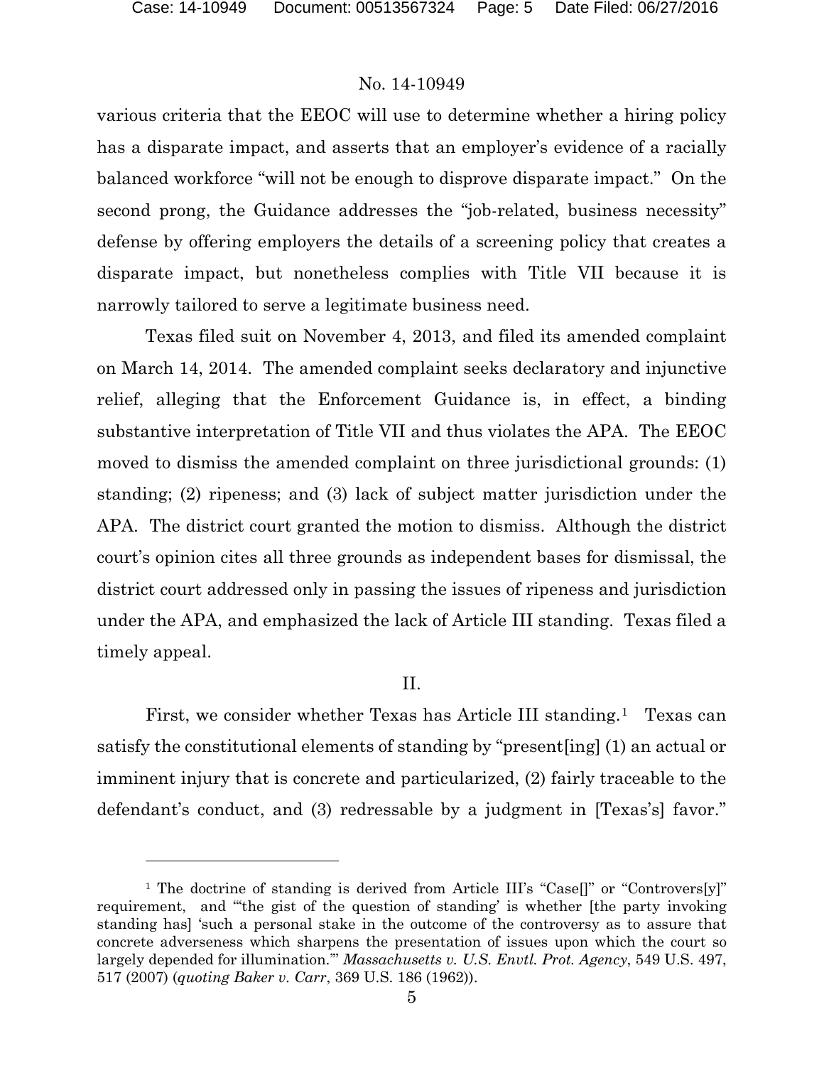various criteria that the EEOC will use to determine whether a hiring policy has a disparate impact, and asserts that an employer's evidence of a racially balanced workforce "will not be enough to disprove disparate impact." On the second prong, the Guidance addresses the "job-related, business necessity" defense by offering employers the details of a screening policy that creates a disparate impact, but nonetheless complies with Title VII because it is narrowly tailored to serve a legitimate business need.

Texas filed suit on November 4, 2013, and filed its amended complaint on March 14, 2014. The amended complaint seeks declaratory and injunctive relief, alleging that the Enforcement Guidance is, in effect, a binding substantive interpretation of Title VII and thus violates the APA. The EEOC moved to dismiss the amended complaint on three jurisdictional grounds: (1) standing; (2) ripeness; and (3) lack of subject matter jurisdiction under the APA. The district court granted the motion to dismiss. Although the district court's opinion cites all three grounds as independent bases for dismissal, the district court addressed only in passing the issues of ripeness and jurisdiction under the APA, and emphasized the lack of Article III standing. Texas filed a timely appeal.

## II.

First, we consider whether Texas has Article III standing.[1] Texas can satisfy the constitutional elements of standing by "present[ing] (1) an actual or imminent injury that is concrete and particularized, (2) fairly traceable to the defendant's conduct, and (3) redressable by a judgment in [Texas's] favor."

---

[1] The doctrine of standing is derived from Article III's "Case[]" or "Controvers[y]" requirement, and "'the gist of the question of standing' is whether [the party invoking standing has] 'such a personal stake in the outcome of the controversy as to assure that concrete adverseness which sharpens the presentation of issues upon which the court so largely depended for illumination.'" *Massachusetts v. U.S. Envtl. Prot. Agency*, 549 U.S. 497, 517 (2007) (*quoting Baker v. Carr*, 369 U.S. 186 (1962)).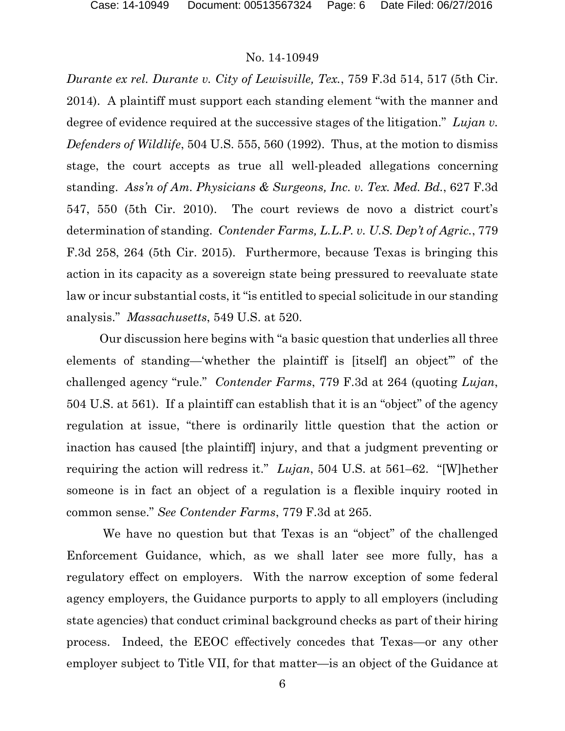*Durante ex rel. Durante v. City of Lewisville, Tex.*, 759 F.3d 514, 517 (5th Cir. 2014). A plaintiff must support each standing element "with the manner and degree of evidence required at the successive stages of the litigation." *Lujan v. Defenders of Wildlife*, 504 U.S. 555, 560 (1992). Thus, at the motion to dismiss stage, the court accepts as true all well-pleaded allegations concerning standing. *Ass'n of Am. Physicians & Surgeons, Inc. v. Tex. Med. Bd.*, 627 F.3d 547, 550 (5th Cir. 2010). The court reviews de novo a district court's determination of standing. *Contender Farms, L.L.P. v. U.S. Dep't of Agric.*, 779 F.3d 258, 264 (5th Cir. 2015). Furthermore, because Texas is bringing this action in its capacity as a sovereign state being pressured to reevaluate state law or incur substantial costs, it "is entitled to special solicitude in our standing analysis." *Massachusetts*, 549 U.S. at 520.

Our discussion here begins with "a basic question that underlies all three elements of standing—'whether the plaintiff is [itself] an object'" of the challenged agency "rule." *Contender Farms*, 779 F.3d at 264 (quoting *Lujan*, 504 U.S. at 561). If a plaintiff can establish that it is an "object" of the agency regulation at issue, "there is ordinarily little question that the action or inaction has caused [the plaintiff] injury, and that a judgment preventing or requiring the action will redress it." *Lujan*, 504 U.S. at 561–62. "[W]hether someone is in fact an object of a regulation is a flexible inquiry rooted in common sense." *See Contender Farms*, 779 F.3d at 265.

We have no question but that Texas is an "object" of the challenged Enforcement Guidance, which, as we shall later see more fully, has a regulatory effect on employers. With the narrow exception of some federal agency employers, the Guidance purports to apply to all employers (including state agencies) that conduct criminal background checks as part of their hiring process. Indeed, the EEOC effectively concedes that Texas—or any other employer subject to Title VII, for that matter—is an object of the Guidance at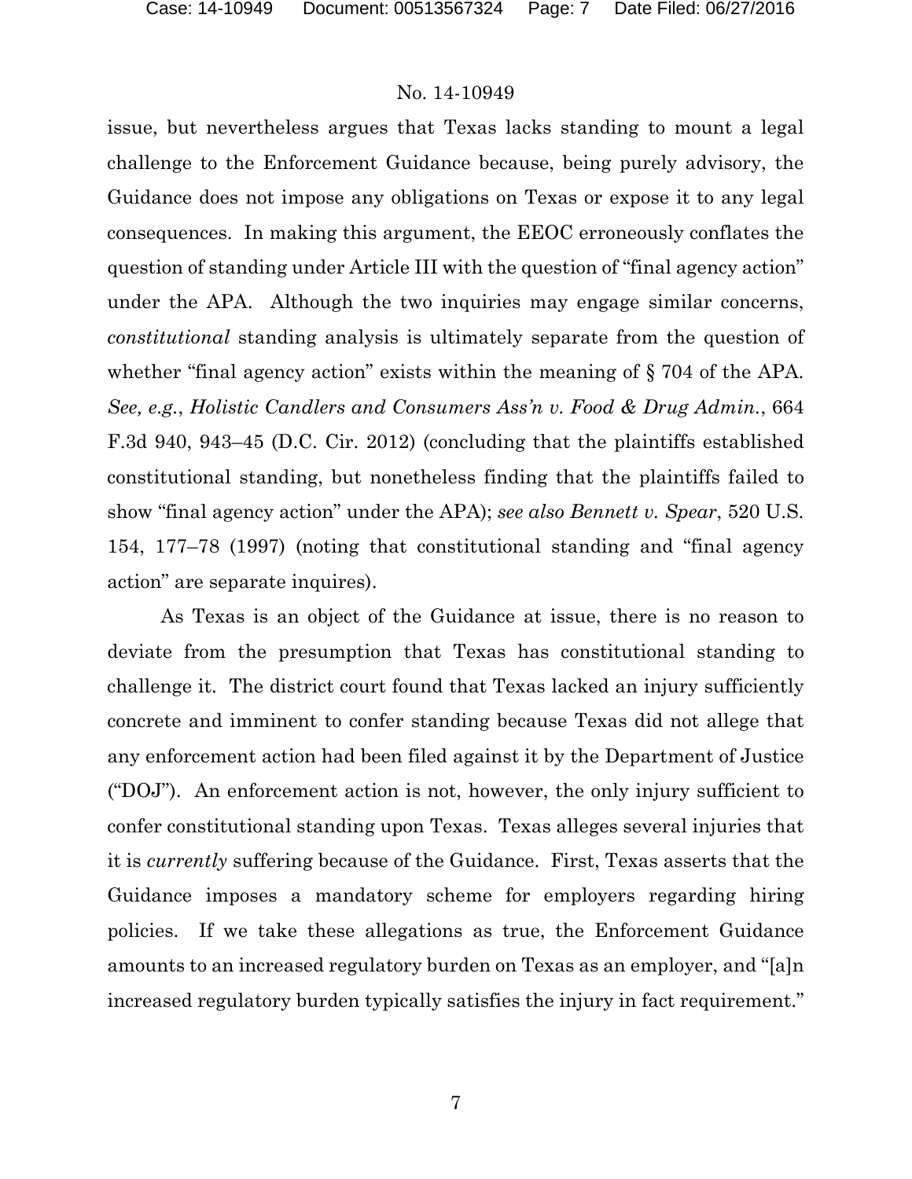issue, but nevertheless argues that Texas lacks standing to mount a legal challenge to the Enforcement Guidance because, being purely advisory, the Guidance does not impose any obligations on Texas or expose it to any legal consequences. In making this argument, the EEOC erroneously conflates the question of standing under Article III with the question of "final agency action" under the APA. Although the two inquiries may engage similar concerns, *constitutional* standing analysis is ultimately separate from the question of whether "final agency action" exists within the meaning of § 704 of the APA. *See, e.g.*, *Holistic Candlers and Consumers Ass'n v. Food & Drug Admin.*, 664 F.3d 940, 943–45 (D.C. Cir. 2012) (concluding that the plaintiffs established constitutional standing, but nonetheless finding that the plaintiffs failed to show "final agency action" under the APA); *see also Bennett v. Spear*, 520 U.S. 154, 177–78 (1997) (noting that constitutional standing and "final agency action" are separate inquires).

As Texas is an object of the Guidance at issue, there is no reason to deviate from the presumption that Texas has constitutional standing to challenge it. The district court found that Texas lacked an injury sufficiently concrete and imminent to confer standing because Texas did not allege that any enforcement action had been filed against it by the Department of Justice ("DOJ"). An enforcement action is not, however, the only injury sufficient to confer constitutional standing upon Texas. Texas alleges several injuries that it is *currently* suffering because of the Guidance. First, Texas asserts that the Guidance imposes a mandatory scheme for employers regarding hiring policies. If we take these allegations as true, the Enforcement Guidance amounts to an increased regulatory burden on Texas as an employer, and "[a]n increased regulatory burden typically satisfies the injury in fact requirement."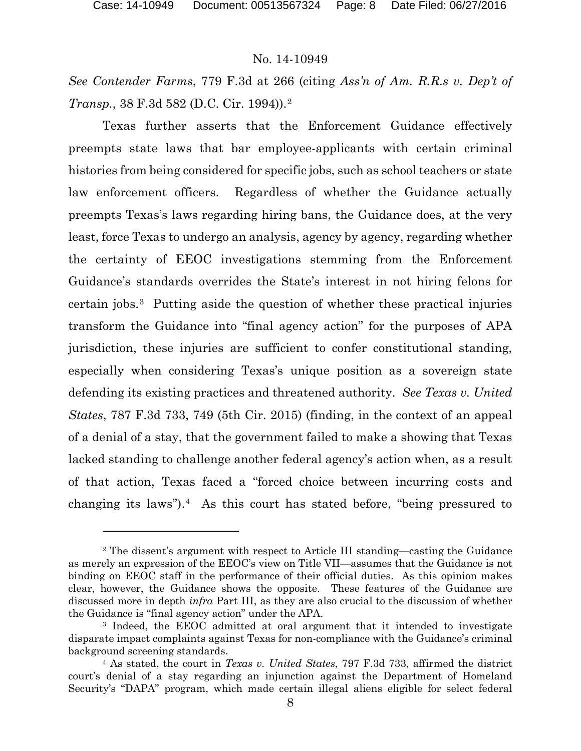*See Contender Farms*, 779 F.3d at 266 (citing *Ass'n of Am. R.R.s v. Dep't of Transp.*, 38 F.3d 582 (D.C. Cir. 1994)).[2]

Texas further asserts that the Enforcement Guidance effectively preempts state laws that bar employee-applicants with certain criminal histories from being considered for specific jobs, such as school teachers or state law enforcement officers. Regardless of whether the Guidance actually preempts Texas's laws regarding hiring bans, the Guidance does, at the very least, force Texas to undergo an analysis, agency by agency, regarding whether the certainty of EEOC investigations stemming from the Enforcement Guidance's standards overrides the State's interest in not hiring felons for certain jobs.[3] Putting aside the question of whether these practical injuries transform the Guidance into "final agency action" for the purposes of APA jurisdiction, these injuries are sufficient to confer constitutional standing, especially when considering Texas's unique position as a sovereign state defending its existing practices and threatened authority. *See Texas v. United States*, 787 F.3d 733, 749 (5th Cir. 2015) (finding, in the context of an appeal of a denial of a stay, that the government failed to make a showing that Texas lacked standing to challenge another federal agency's action when, as a result of that action, Texas faced a "forced choice between incurring costs and changing its laws").[4] As this court has stated before, "being pressured to

---

[2] The dissent's argument with respect to Article III standing—casting the Guidance as merely an expression of the EEOC's view on Title VII—assumes that the Guidance is not binding on EEOC staff in the performance of their official duties. As this opinion makes clear, however, the Guidance shows the opposite. These features of the Guidance are discussed more in depth *infra* Part III, as they are also crucial to the discussion of whether the Guidance is "final agency action" under the APA.

[3] Indeed, the EEOC admitted at oral argument that it intended to investigate disparate impact complaints against Texas for non-compliance with the Guidance's criminal background screening standards.

[4] As stated, the court in *Texas v. United States*, 797 F.3d 733, affirmed the district court's denial of a stay regarding an injunction against the Department of Homeland Security's "DAPA" program, which made certain illegal aliens eligible for select federal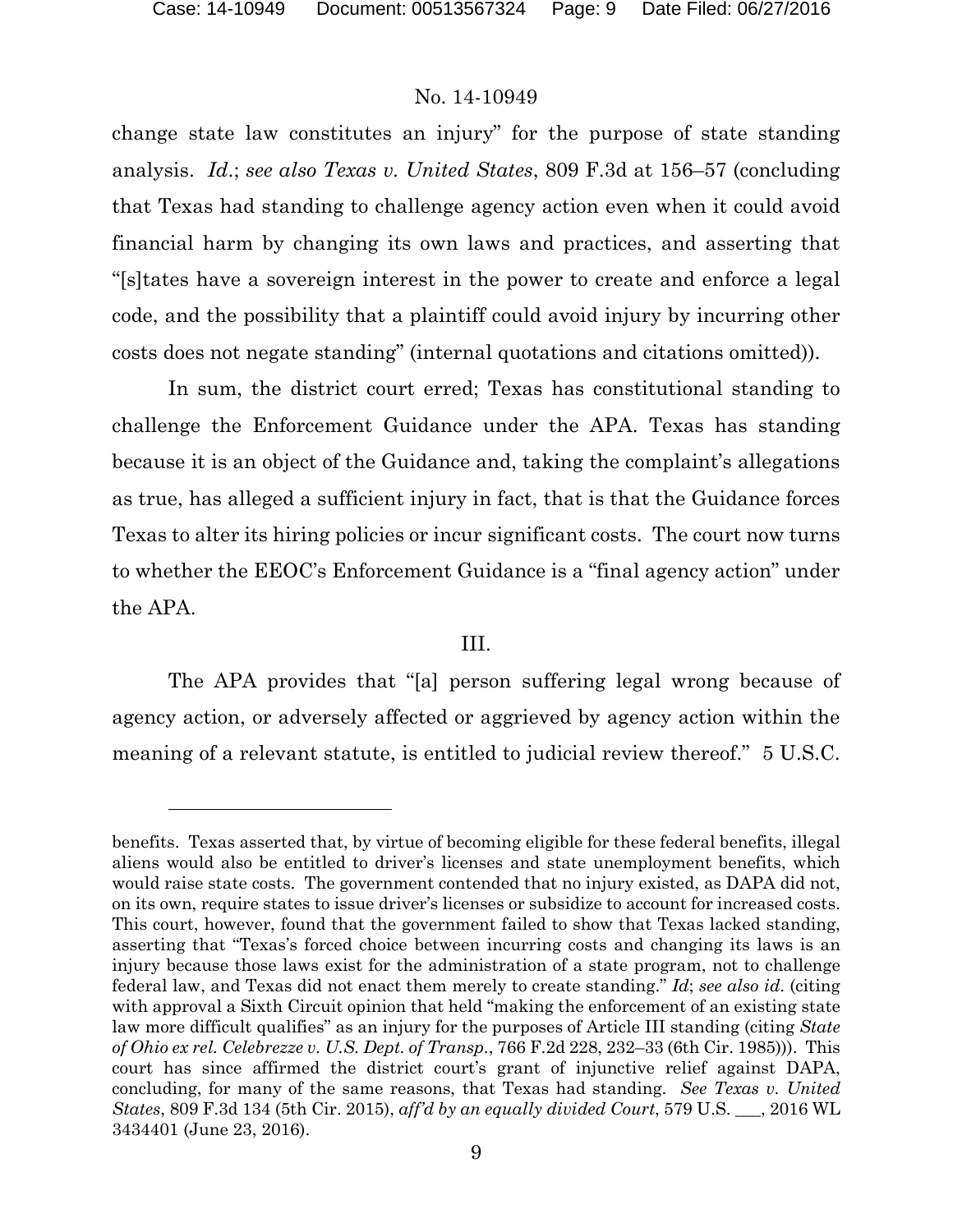change state law constitutes an injury" for the purpose of state standing analysis. *Id.*; *see also Texas v. United States*, 809 F.3d at 156–57 (concluding that Texas had standing to challenge agency action even when it could avoid financial harm by changing its own laws and practices, and asserting that "[s]tates have a sovereign interest in the power to create and enforce a legal code, and the possibility that a plaintiff could avoid injury by incurring other costs does not negate standing" (internal quotations and citations omitted)).

In sum, the district court erred; Texas has constitutional standing to challenge the Enforcement Guidance under the APA. Texas has standing because it is an object of the Guidance and, taking the complaint's allegations as true, has alleged a sufficient injury in fact, that is that the Guidance forces Texas to alter its hiring policies or incur significant costs. The court now turns to whether the EEOC's Enforcement Guidance is a "final agency action" under the APA.

## III.

The APA provides that "[a] person suffering legal wrong because of agency action, or adversely affected or aggrieved by agency action within the meaning of a relevant statute, is entitled to judicial review thereof." 5 U.S.C.

---

benefits. Texas asserted that, by virtue of becoming eligible for these federal benefits, illegal aliens would also be entitled to driver's licenses and state unemployment benefits, which would raise state costs. The government contended that no injury existed, as DAPA did not, on its own, require states to issue driver's licenses or subsidize to account for increased costs. This court, however, found that the government failed to show that Texas lacked standing, asserting that "Texas's forced choice between incurring costs and changing its laws is an injury because those laws exist for the administration of a state program, not to challenge federal law, and Texas did not enact them merely to create standing." *Id*; *see also id.* (citing with approval a Sixth Circuit opinion that held "making the enforcement of an existing state law more difficult qualifies" as an injury for the purposes of Article III standing (citing *State of Ohio ex rel. Celebrezze v. U.S. Dept. of Transp.*, 766 F.2d 228, 232–33 (6th Cir. 1985))). This court has since affirmed the district court's grant of injunctive relief against DAPA, concluding, for many of the same reasons, that Texas had standing. *See Texas v. United States*, 809 F.3d 134 (5th Cir. 2015), *aff'd by an equally divided Court*, 579 U.S. ___, 2016 WL 3434401 (June 23, 2016).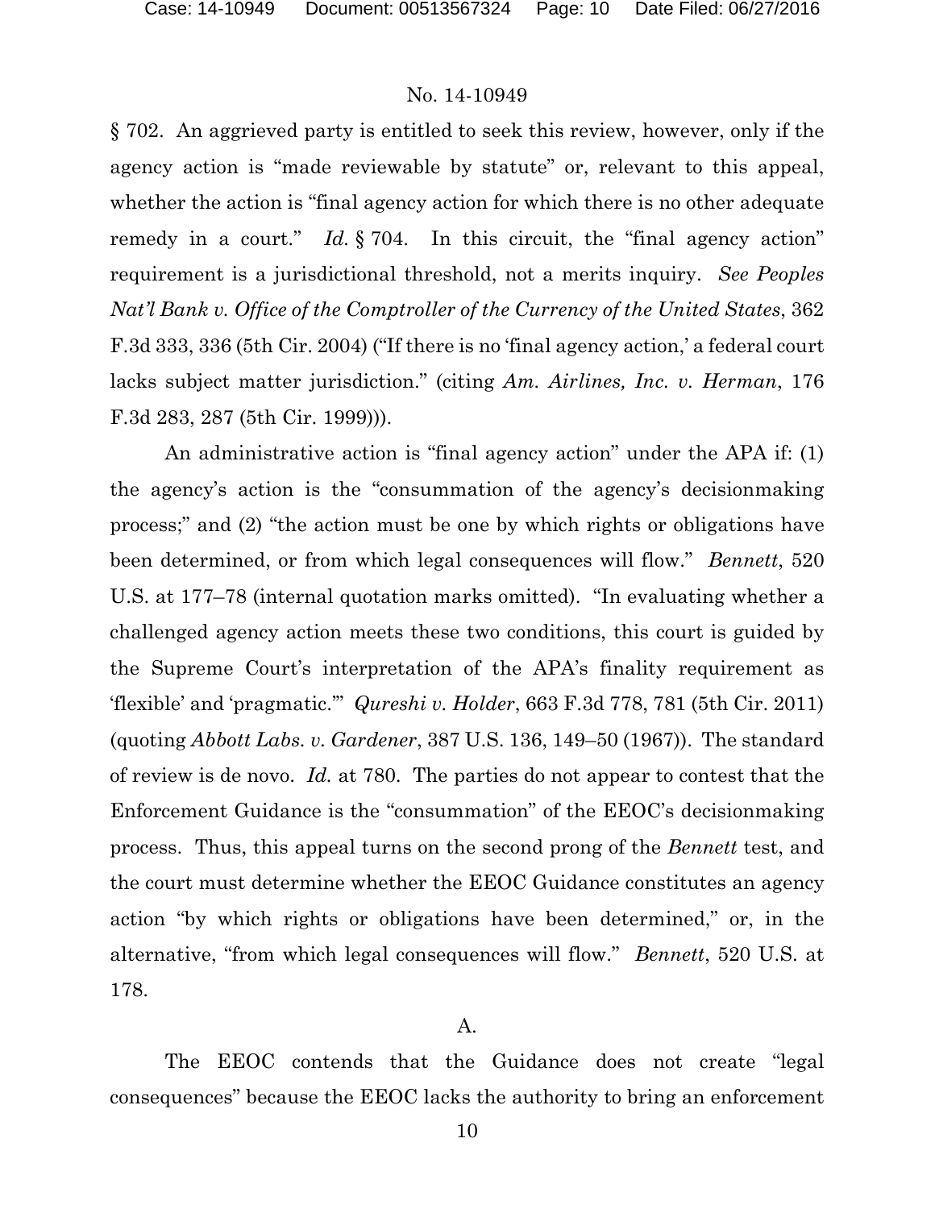§ 702. An aggrieved party is entitled to seek this review, however, only if the agency action is "made reviewable by statute" or, relevant to this appeal, whether the action is "final agency action for which there is no other adequate remedy in a court." *Id.* § 704. In this circuit, the "final agency action" requirement is a jurisdictional threshold, not a merits inquiry. *See Peoples Nat'l Bank v. Office of the Comptroller of the Currency of the United States*, 362 F.3d 333, 336 (5th Cir. 2004) ("If there is no 'final agency action,' a federal court lacks subject matter jurisdiction." (citing *Am. Airlines, Inc. v. Herman*, 176 F.3d 283, 287 (5th Cir. 1999))).

An administrative action is "final agency action" under the APA if: (1) the agency's action is the "consummation of the agency's decisionmaking process;" and (2) "the action must be one by which rights or obligations have been determined, or from which legal consequences will flow." *Bennett*, 520 U.S. at 177–78 (internal quotation marks omitted). "In evaluating whether a challenged agency action meets these two conditions, this court is guided by the Supreme Court's interpretation of the APA's finality requirement as 'flexible' and 'pragmatic.'" *Qureshi v. Holder*, 663 F.3d 778, 781 (5th Cir. 2011) (quoting *Abbott Labs. v. Gardener*, 387 U.S. 136, 149–50 (1967)). The standard of review is de novo. *Id.* at 780. The parties do not appear to contest that the Enforcement Guidance is the "consummation" of the EEOC's decisionmaking process. Thus, this appeal turns on the second prong of the *Bennett* test, and the court must determine whether the EEOC Guidance constitutes an agency action "by which rights or obligations have been determined," or, in the alternative, "from which legal consequences will flow." *Bennett*, 520 U.S. at 178.

A.

The EEOC contends that the Guidance does not create "legal consequences" because the EEOC lacks the authority to bring an enforcement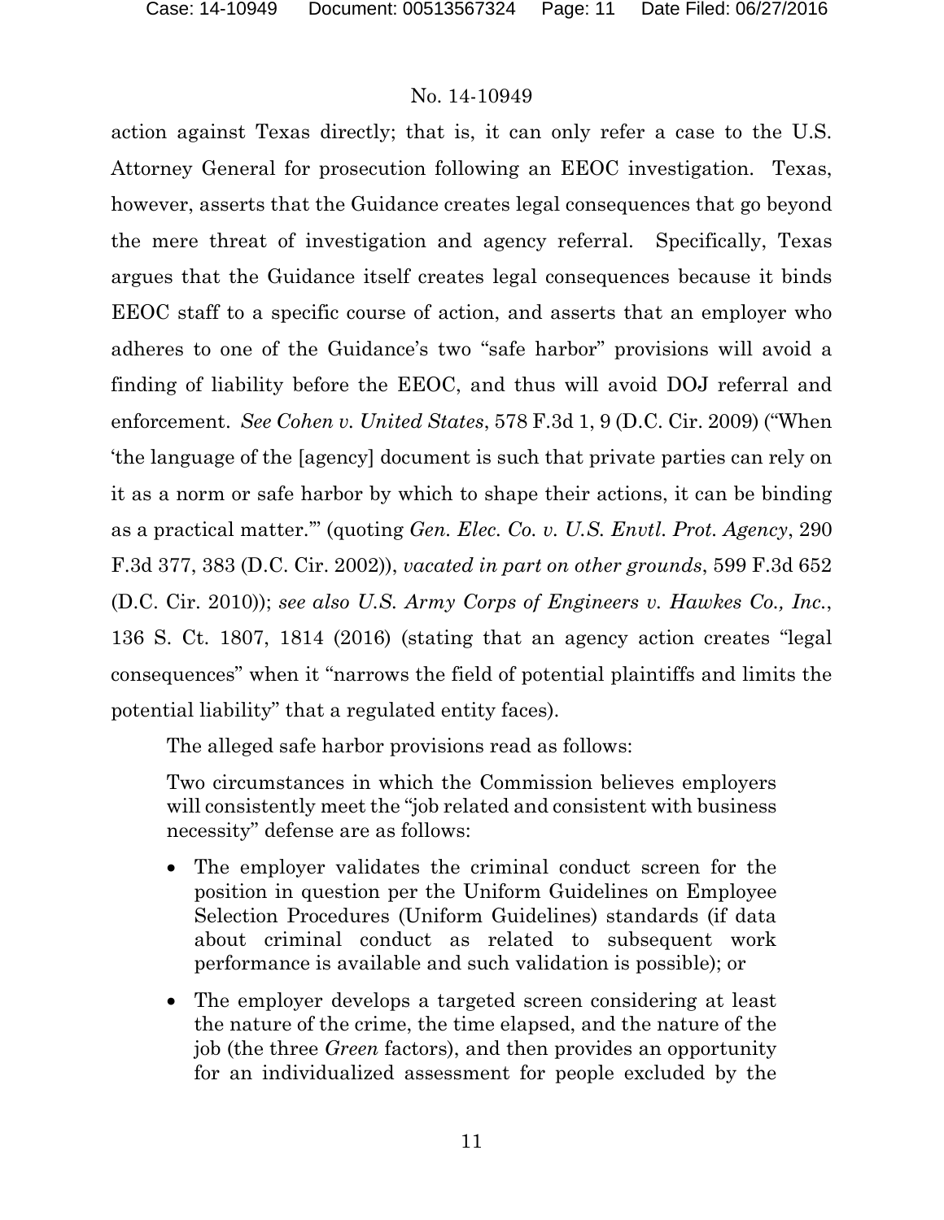action against Texas directly; that is, it can only refer a case to the U.S. Attorney General for prosecution following an EEOC investigation. Texas, however, asserts that the Guidance creates legal consequences that go beyond the mere threat of investigation and agency referral. Specifically, Texas argues that the Guidance itself creates legal consequences because it binds EEOC staff to a specific course of action, and asserts that an employer who adheres to one of the Guidance's two "safe harbor" provisions will avoid a finding of liability before the EEOC, and thus will avoid DOJ referral and enforcement. *See Cohen v. United States*, 578 F.3d 1, 9 (D.C. Cir. 2009) ("When 'the language of the [agency] document is such that private parties can rely on it as a norm or safe harbor by which to shape their actions, it can be binding as a practical matter.'" (quoting *Gen. Elec. Co. v. U.S. Envtl. Prot. Agency*, 290 F.3d 377, 383 (D.C. Cir. 2002)), *vacated in part on other grounds*, 599 F.3d 652 (D.C. Cir. 2010)); *see also U.S. Army Corps of Engineers v. Hawkes Co., Inc.*, 136 S. Ct. 1807, 1814 (2016) (stating that an agency action creates "legal consequences" when it "narrows the field of potential plaintiffs and limits the potential liability" that a regulated entity faces).

The alleged safe harbor provisions read as follows:

> Two circumstances in which the Commission believes employers will consistently meet the "job related and consistent with business necessity" defense are as follows:
>
> - The employer validates the criminal conduct screen for the position in question per the Uniform Guidelines on Employee Selection Procedures (Uniform Guidelines) standards (if data about criminal conduct as related to subsequent work performance is available and such validation is possible); or
> - The employer develops a targeted screen considering at least the nature of the crime, the time elapsed, and the nature of the job (the three *Green* factors), and then provides an opportunity for an individualized assessment for people excluded by the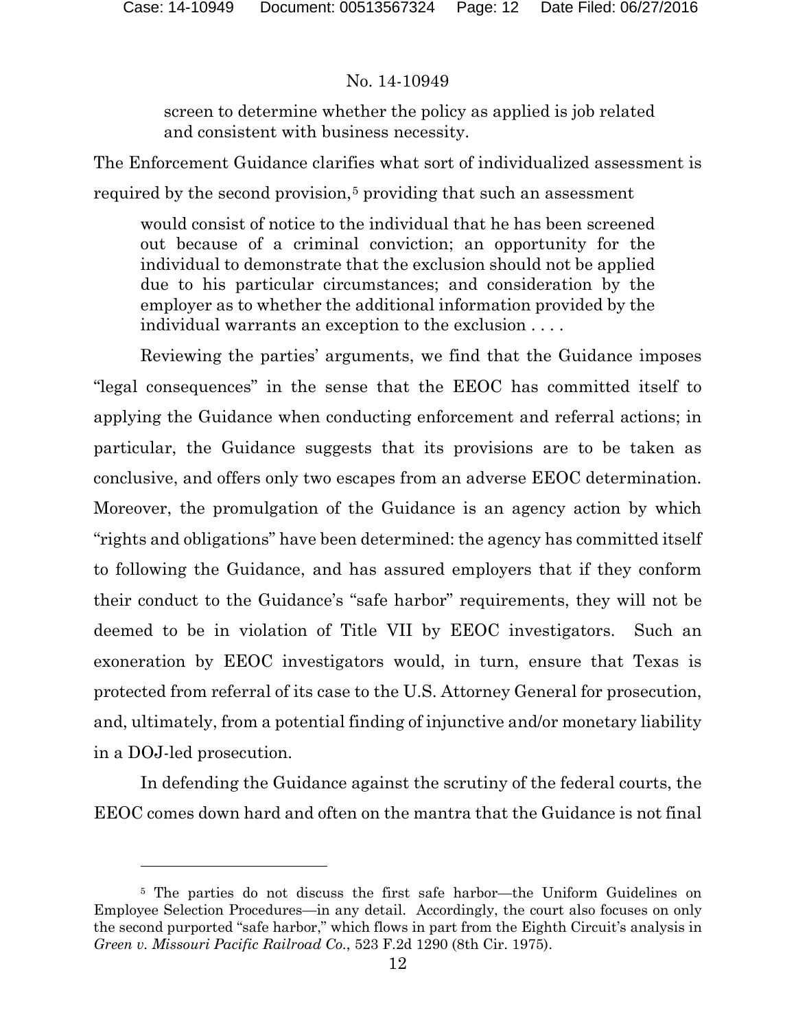screen to determine whether the policy as applied is job related and consistent with business necessity.

The Enforcement Guidance clarifies what sort of individualized assessment is required by the second provision,[5] providing that such an assessment

> would consist of notice to the individual that he has been screened out because of a criminal conviction; an opportunity for the individual to demonstrate that the exclusion should not be applied due to his particular circumstances; and consideration by the employer as to whether the additional information provided by the individual warrants an exception to the exclusion . . . .

Reviewing the parties' arguments, we find that the Guidance imposes "legal consequences" in the sense that the EEOC has committed itself to applying the Guidance when conducting enforcement and referral actions; in particular, the Guidance suggests that its provisions are to be taken as conclusive, and offers only two escapes from an adverse EEOC determination. Moreover, the promulgation of the Guidance is an agency action by which "rights and obligations" have been determined: the agency has committed itself to following the Guidance, and has assured employers that if they conform their conduct to the Guidance's "safe harbor" requirements, they will not be deemed to be in violation of Title VII by EEOC investigators. Such an exoneration by EEOC investigators would, in turn, ensure that Texas is protected from referral of its case to the U.S. Attorney General for prosecution, and, ultimately, from a potential finding of injunctive and/or monetary liability in a DOJ-led prosecution.

In defending the Guidance against the scrutiny of the federal courts, the EEOC comes down hard and often on the mantra that the Guidance is not final

---

[5] The parties do not discuss the first safe harbor—the Uniform Guidelines on Employee Selection Procedures—in any detail. Accordingly, the court also focuses on only the second purported "safe harbor," which flows in part from the Eighth Circuit's analysis in *Green v. Missouri Pacific Railroad Co.*, 523 F.2d 1290 (8th Cir. 1975).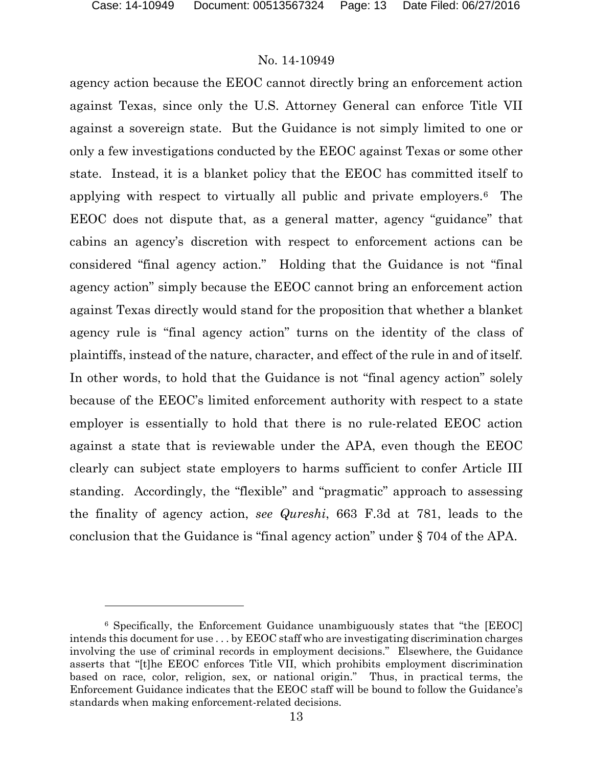agency action because the EEOC cannot directly bring an enforcement action against Texas, since only the U.S. Attorney General can enforce Title VII against a sovereign state. But the Guidance is not simply limited to one or only a few investigations conducted by the EEOC against Texas or some other state. Instead, it is a blanket policy that the EEOC has committed itself to applying with respect to virtually all public and private employers.[6] The EEOC does not dispute that, as a general matter, agency "guidance" that cabins an agency's discretion with respect to enforcement actions can be considered "final agency action." Holding that the Guidance is not "final agency action" simply because the EEOC cannot bring an enforcement action against Texas directly would stand for the proposition that whether a blanket agency rule is "final agency action" turns on the identity of the class of plaintiffs, instead of the nature, character, and effect of the rule in and of itself. In other words, to hold that the Guidance is not "final agency action" solely because of the EEOC's limited enforcement authority with respect to a state employer is essentially to hold that there is no rule-related EEOC action against a state that is reviewable under the APA, even though the EEOC clearly can subject state employers to harms sufficient to confer Article III standing. Accordingly, the "flexible" and "pragmatic" approach to assessing the finality of agency action, *see Qureshi*, 663 F.3d at 781, leads to the conclusion that the Guidance is "final agency action" under § 704 of the APA.

---

[6] Specifically, the Enforcement Guidance unambiguously states that "the [EEOC] intends this document for use . . . by EEOC staff who are investigating discrimination charges involving the use of criminal records in employment decisions." Elsewhere, the Guidance asserts that "[t]he EEOC enforces Title VII, which prohibits employment discrimination based on race, color, religion, sex, or national origin." Thus, in practical terms, the Enforcement Guidance indicates that the EEOC staff will be bound to follow the Guidance's standards when making enforcement-related decisions.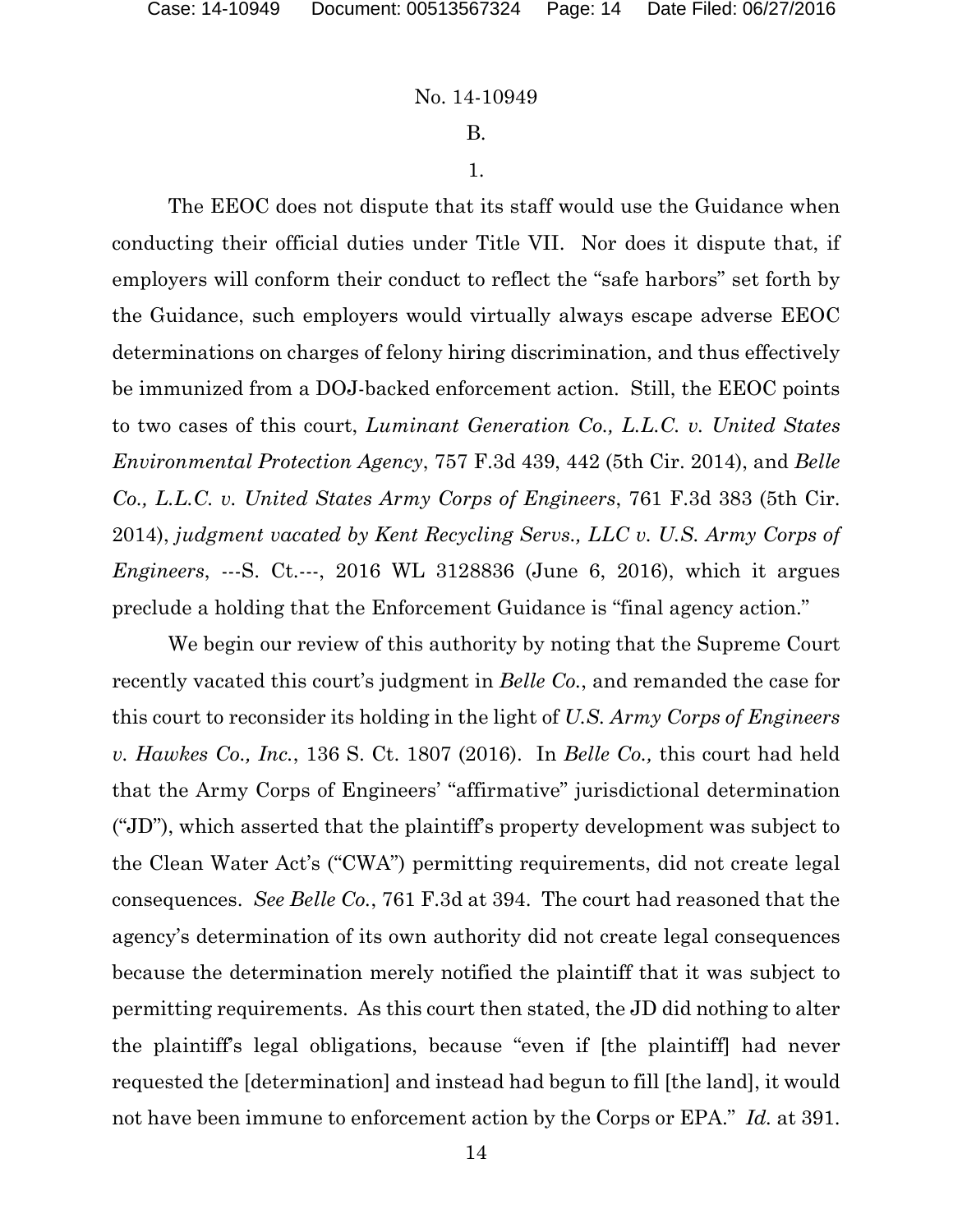B.

1.

The EEOC does not dispute that its staff would use the Guidance when conducting their official duties under Title VII. Nor does it dispute that, if employers will conform their conduct to reflect the "safe harbors" set forth by the Guidance, such employers would virtually always escape adverse EEOC determinations on charges of felony hiring discrimination, and thus effectively be immunized from a DOJ-backed enforcement action. Still, the EEOC points to two cases of this court, *Luminant Generation Co., L.L.C. v. United States Environmental Protection Agency*, 757 F.3d 439, 442 (5th Cir. 2014), and *Belle Co., L.L.C. v. United States Army Corps of Engineers*, 761 F.3d 383 (5th Cir. 2014), *judgment vacated by Kent Recycling Servs., LLC v. U.S. Army Corps of Engineers*, ---S. Ct.---, 2016 WL 3128836 (June 6, 2016), which it argues preclude a holding that the Enforcement Guidance is "final agency action."

We begin our review of this authority by noting that the Supreme Court recently vacated this court's judgment in *Belle Co.*, and remanded the case for this court to reconsider its holding in the light of *U.S. Army Corps of Engineers v. Hawkes Co., Inc.*, 136 S. Ct. 1807 (2016). In *Belle Co.,* this court had held that the Army Corps of Engineers' "affirmative" jurisdictional determination ("JD"), which asserted that the plaintiff's property development was subject to the Clean Water Act's ("CWA") permitting requirements, did not create legal consequences. *See Belle Co.*, 761 F.3d at 394. The court had reasoned that the agency's determination of its own authority did not create legal consequences because the determination merely notified the plaintiff that it was subject to permitting requirements. As this court then stated, the JD did nothing to alter the plaintiff's legal obligations, because "even if [the plaintiff] had never requested the [determination] and instead had begun to fill [the land], it would not have been immune to enforcement action by the Corps or EPA." *Id.* at 391.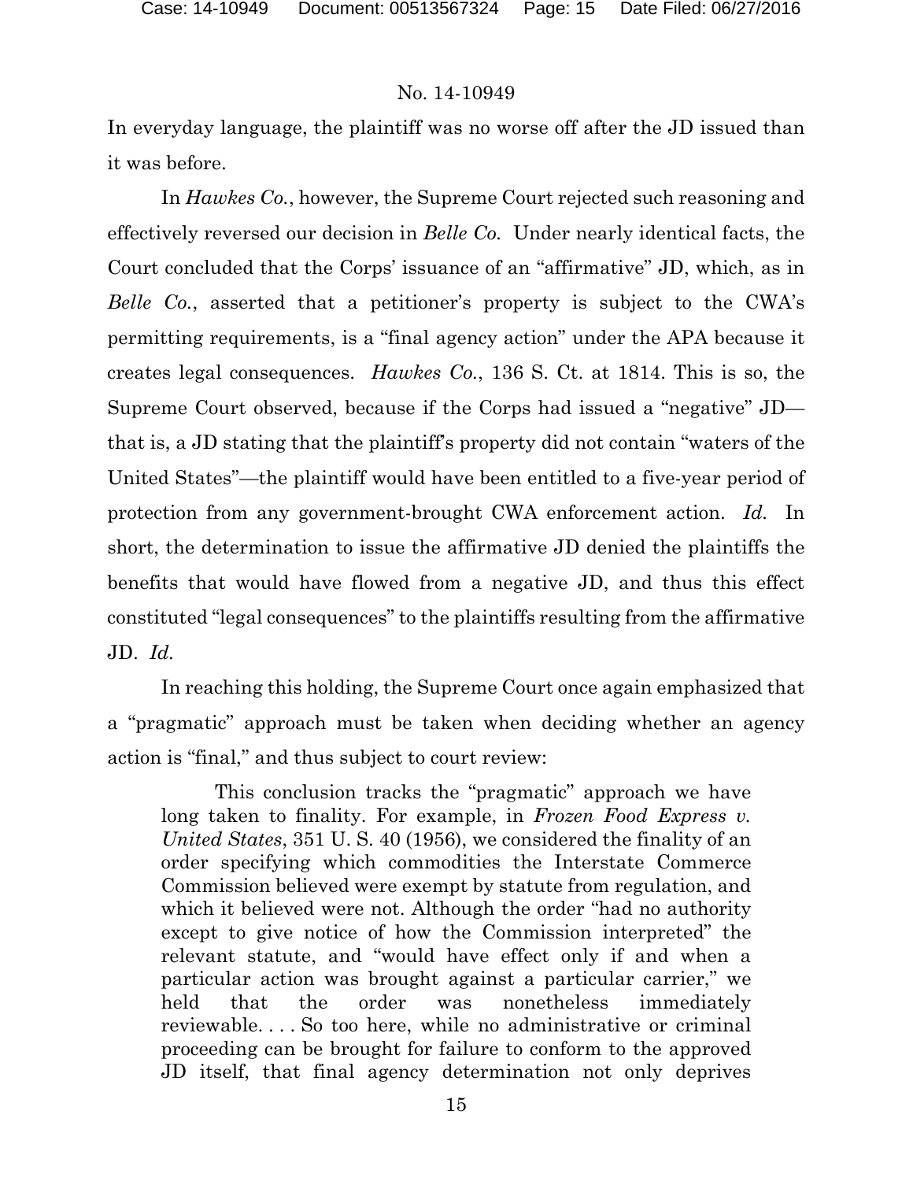In everyday language, the plaintiff was no worse off after the JD issued than it was before.

In *Hawkes Co.*, however, the Supreme Court rejected such reasoning and effectively reversed our decision in *Belle Co.* Under nearly identical facts, the Court concluded that the Corps' issuance of an "affirmative" JD, which, as in *Belle Co.*, asserted that a petitioner's property is subject to the CWA's permitting requirements, is a "final agency action" under the APA because it creates legal consequences. *Hawkes Co.*, 136 S. Ct. at 1814. This is so, the Supreme Court observed, because if the Corps had issued a "negative" JD—that is, a JD stating that the plaintiff's property did not contain "waters of the United States"—the plaintiff would have been entitled to a five-year period of protection from any government-brought CWA enforcement action. *Id.* In short, the determination to issue the affirmative JD denied the plaintiffs the benefits that would have flowed from a negative JD, and thus this effect constituted "legal consequences" to the plaintiffs resulting from the affirmative JD. *Id.*

In reaching this holding, the Supreme Court once again emphasized that a "pragmatic" approach must be taken when deciding whether an agency action is "final," and thus subject to court review:

> This conclusion tracks the "pragmatic" approach we have long taken to finality. For example, in *Frozen Food Express v. United States*, 351 U. S. 40 (1956), we considered the finality of an order specifying which commodities the Interstate Commerce Commission believed were exempt by statute from regulation, and which it believed were not. Although the order "had no authority except to give notice of how the Commission interpreted" the relevant statute, and "would have effect only if and when a particular action was brought against a particular carrier," we held that the order was nonetheless immediately reviewable. . . . So too here, while no administrative or criminal proceeding can be brought for failure to conform to the approved JD itself, that final agency determination not only deprives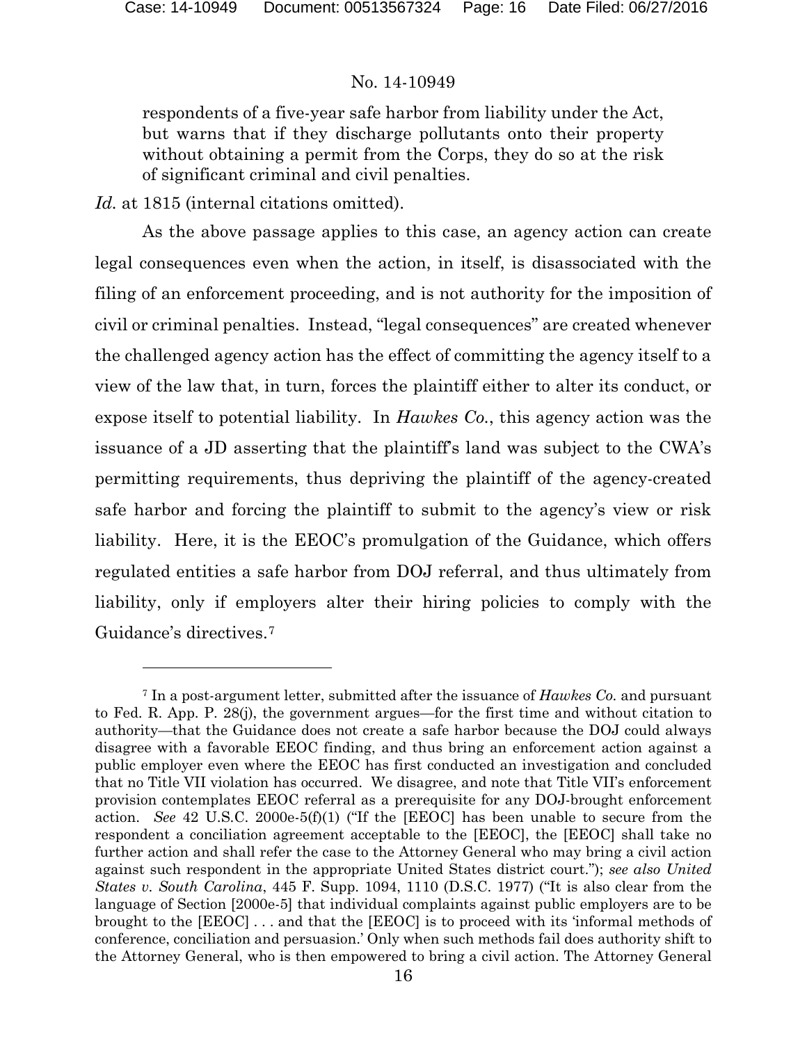respondents of a five-year safe harbor from liability under the Act, but warns that if they discharge pollutants onto their property without obtaining a permit from the Corps, they do so at the risk of significant criminal and civil penalties.

*Id.* at 1815 (internal citations omitted).

As the above passage applies to this case, an agency action can create legal consequences even when the action, in itself, is disassociated with the filing of an enforcement proceeding, and is not authority for the imposition of civil or criminal penalties. Instead, "legal consequences" are created whenever the challenged agency action has the effect of committing the agency itself to a view of the law that, in turn, forces the plaintiff either to alter its conduct, or expose itself to potential liability. In *Hawkes Co.*, this agency action was the issuance of a JD asserting that the plaintiff's land was subject to the CWA's permitting requirements, thus depriving the plaintiff of the agency-created safe harbor and forcing the plaintiff to submit to the agency's view or risk liability. Here, it is the EEOC's promulgation of the Guidance, which offers regulated entities a safe harbor from DOJ referral, and thus ultimately from liability, only if employers alter their hiring policies to comply with the Guidance's directives.[7]

---

[7] In a post-argument letter, submitted after the issuance of *Hawkes Co.* and pursuant to Fed. R. App. P. 28(j), the government argues—for the first time and without citation to authority—that the Guidance does not create a safe harbor because the DOJ could always disagree with a favorable EEOC finding, and thus bring an enforcement action against a public employer even where the EEOC has first conducted an investigation and concluded that no Title VII violation has occurred. We disagree, and note that Title VII's enforcement provision contemplates EEOC referral as a prerequisite for any DOJ-brought enforcement action. *See* 42 U.S.C. 2000e-5(f)(1) ("If the [EEOC] has been unable to secure from the respondent a conciliation agreement acceptable to the [EEOC], the [EEOC] shall take no further action and shall refer the case to the Attorney General who may bring a civil action against such respondent in the appropriate United States district court."); *see also United States v. South Carolina*, 445 F. Supp. 1094, 1110 (D.S.C. 1977) ("It is also clear from the language of Section [2000e-5] that individual complaints against public employers are to be brought to the [EEOC] . . . and that the [EEOC] is to proceed with its 'informal methods of conference, conciliation and persuasion.' Only when such methods fail does authority shift to the Attorney General, who is then empowered to bring a civil action. The Attorney General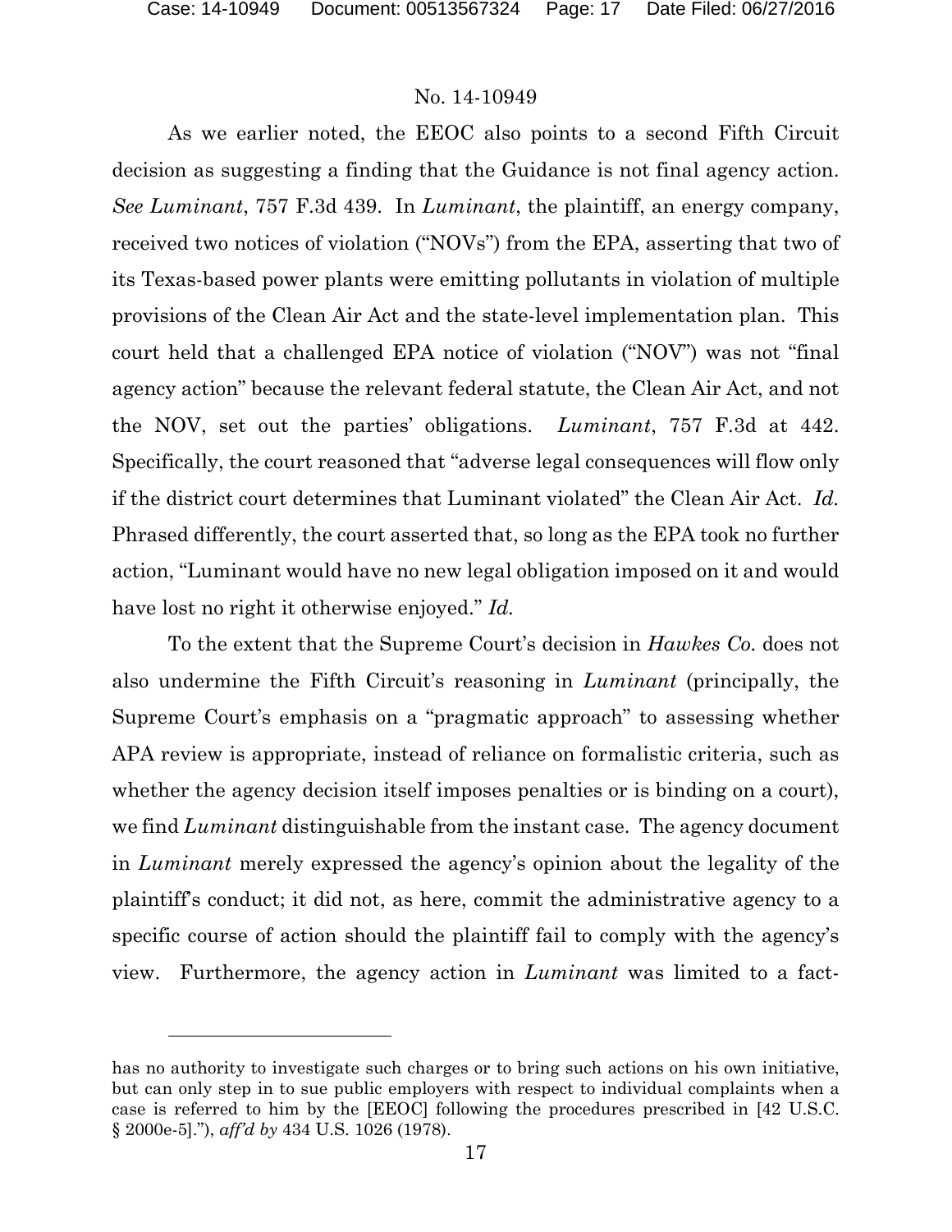As we earlier noted, the EEOC also points to a second Fifth Circuit decision as suggesting a finding that the Guidance is not final agency action. *See Luminant*, 757 F.3d 439. In *Luminant*, the plaintiff, an energy company, received two notices of violation ("NOVs") from the EPA, asserting that two of its Texas-based power plants were emitting pollutants in violation of multiple provisions of the Clean Air Act and the state-level implementation plan. This court held that a challenged EPA notice of violation ("NOV") was not "final agency action" because the relevant federal statute, the Clean Air Act, and not the NOV, set out the parties' obligations. *Luminant*, 757 F.3d at 442. Specifically, the court reasoned that "adverse legal consequences will flow only if the district court determines that Luminant violated" the Clean Air Act. *Id.* Phrased differently, the court asserted that, so long as the EPA took no further action, "Luminant would have no new legal obligation imposed on it and would have lost no right it otherwise enjoyed." *Id.*

To the extent that the Supreme Court's decision in *Hawkes Co.* does not also undermine the Fifth Circuit's reasoning in *Luminant* (principally, the Supreme Court's emphasis on a "pragmatic approach" to assessing whether APA review is appropriate, instead of reliance on formalistic criteria, such as whether the agency decision itself imposes penalties or is binding on a court), we find *Luminant* distinguishable from the instant case. The agency document in *Luminant* merely expressed the agency's opinion about the legality of the plaintiff's conduct; it did not, as here, commit the administrative agency to a specific course of action should the plaintiff fail to comply with the agency's view. Furthermore, the agency action in *Luminant* was limited to a fact-

---

has no authority to investigate such charges or to bring such actions on his own initiative, but can only step in to sue public employers with respect to individual complaints when a case is referred to him by the [EEOC] following the procedures prescribed in [42 U.S.C. § 2000e-5]."), *aff'd by* 434 U.S. 1026 (1978).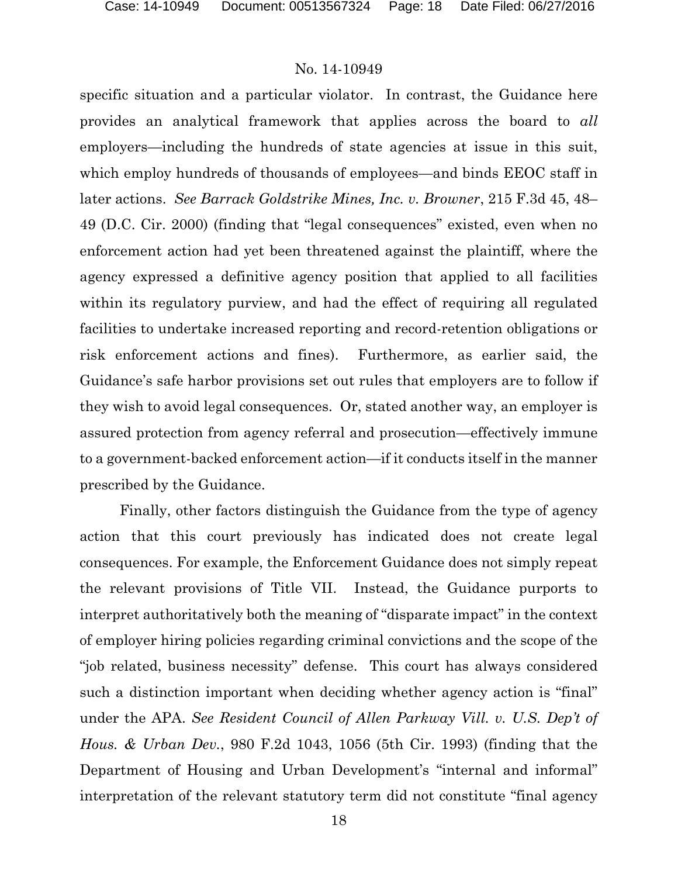specific situation and a particular violator. In contrast, the Guidance here provides an analytical framework that applies across the board to *all* employers—including the hundreds of state agencies at issue in this suit, which employ hundreds of thousands of employees—and binds EEOC staff in later actions. *See Barrack Goldstrike Mines, Inc. v. Browner*, 215 F.3d 45, 48–49 (D.C. Cir. 2000) (finding that "legal consequences" existed, even when no enforcement action had yet been threatened against the plaintiff, where the agency expressed a definitive agency position that applied to all facilities within its regulatory purview, and had the effect of requiring all regulated facilities to undertake increased reporting and record-retention obligations or risk enforcement actions and fines). Furthermore, as earlier said, the Guidance's safe harbor provisions set out rules that employers are to follow if they wish to avoid legal consequences. Or, stated another way, an employer is assured protection from agency referral and prosecution—effectively immune to a government-backed enforcement action—if it conducts itself in the manner prescribed by the Guidance.

Finally, other factors distinguish the Guidance from the type of agency action that this court previously has indicated does not create legal consequences. For example, the Enforcement Guidance does not simply repeat the relevant provisions of Title VII. Instead, the Guidance purports to interpret authoritatively both the meaning of "disparate impact" in the context of employer hiring policies regarding criminal convictions and the scope of the "job related, business necessity" defense. This court has always considered such a distinction important when deciding whether agency action is "final" under the APA. *See Resident Council of Allen Parkway Vill. v. U.S. Dep't of Hous. & Urban Dev.*, 980 F.2d 1043, 1056 (5th Cir. 1993) (finding that the Department of Housing and Urban Development's "internal and informal" interpretation of the relevant statutory term did not constitute "final agency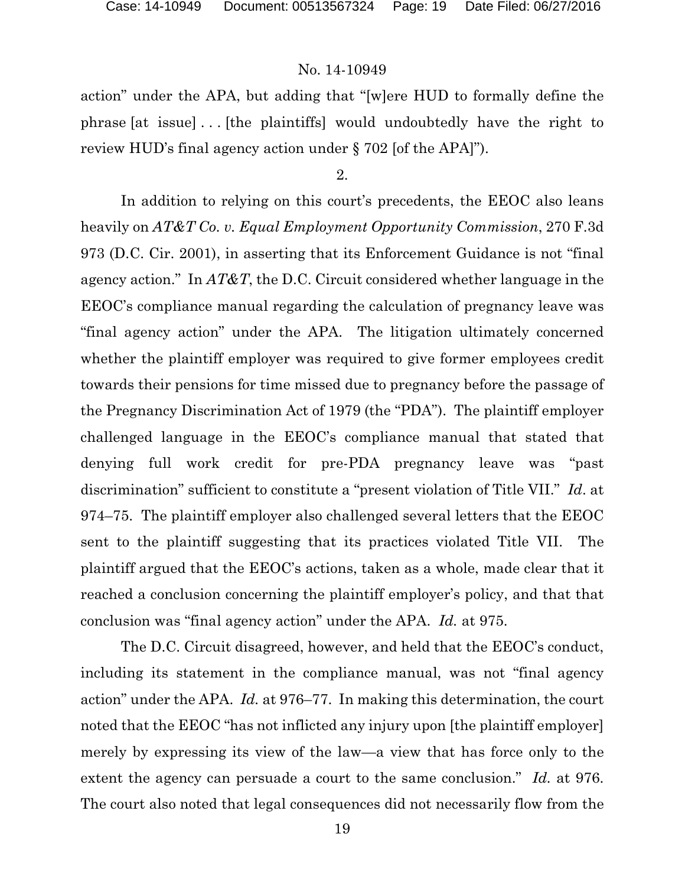action" under the APA, but adding that "[w]ere HUD to formally define the phrase [at issue] . . . [the plaintiffs] would undoubtedly have the right to review HUD's final agency action under § 702 [of the APA]").

2.

In addition to relying on this court's precedents, the EEOC also leans heavily on *AT&T Co. v. Equal Employment Opportunity Commission*, 270 F.3d 973 (D.C. Cir. 2001), in asserting that its Enforcement Guidance is not "final agency action." In *AT&T*, the D.C. Circuit considered whether language in the EEOC's compliance manual regarding the calculation of pregnancy leave was "final agency action" under the APA. The litigation ultimately concerned whether the plaintiff employer was required to give former employees credit towards their pensions for time missed due to pregnancy before the passage of the Pregnancy Discrimination Act of 1979 (the "PDA"). The plaintiff employer challenged language in the EEOC's compliance manual that stated that denying full work credit for pre-PDA pregnancy leave was "past discrimination" sufficient to constitute a "present violation of Title VII." *Id*. at 974–75. The plaintiff employer also challenged several letters that the EEOC sent to the plaintiff suggesting that its practices violated Title VII. The plaintiff argued that the EEOC's actions, taken as a whole, made clear that it reached a conclusion concerning the plaintiff employer's policy, and that that conclusion was "final agency action" under the APA. *Id.* at 975.

The D.C. Circuit disagreed, however, and held that the EEOC's conduct, including its statement in the compliance manual, was not "final agency action" under the APA. *Id.* at 976–77. In making this determination, the court noted that the EEOC "has not inflicted any injury upon [the plaintiff employer] merely by expressing its view of the law—a view that has force only to the extent the agency can persuade a court to the same conclusion." *Id.* at 976. The court also noted that legal consequences did not necessarily flow from the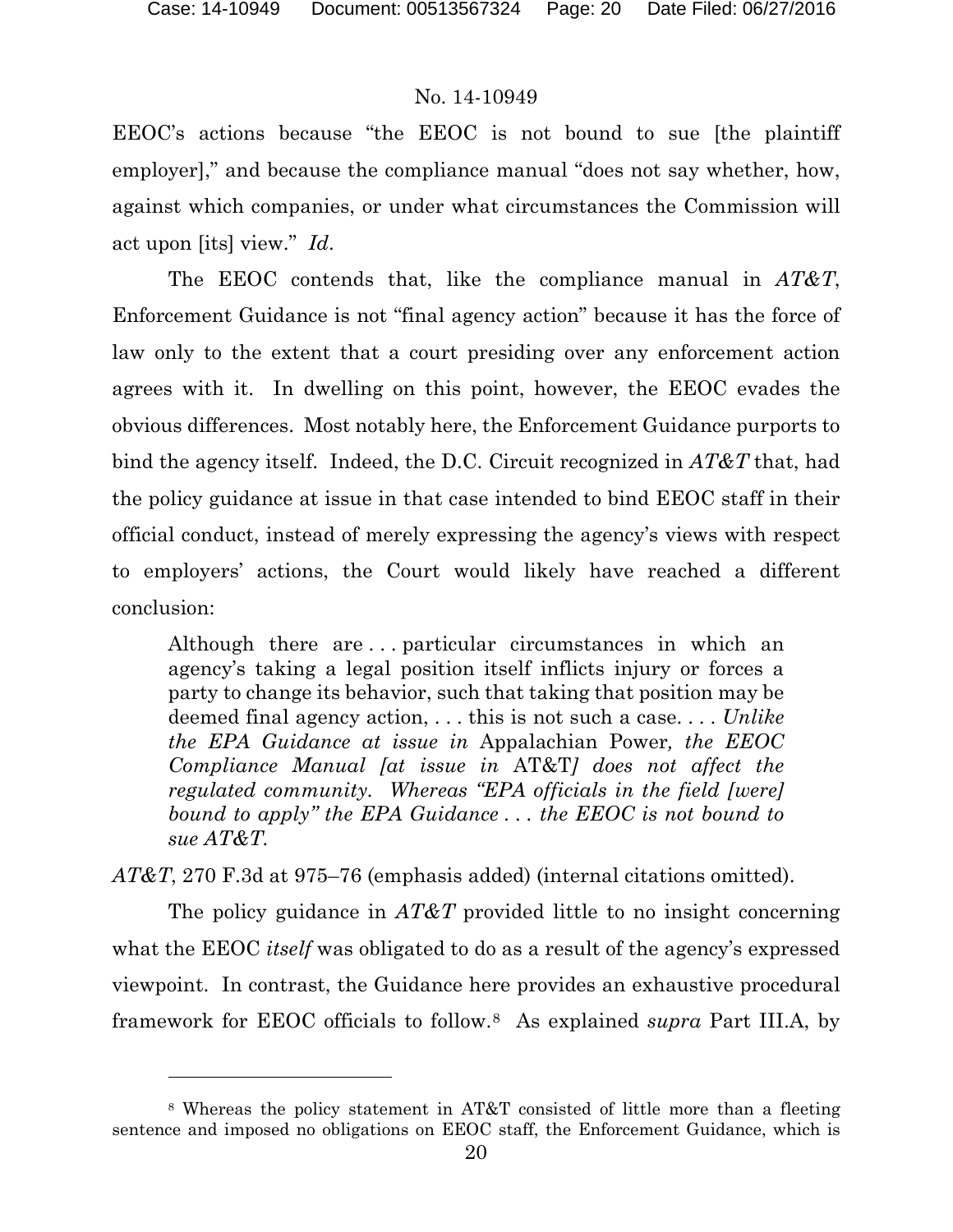EEOC's actions because "the EEOC is not bound to sue [the plaintiff employer]," and because the compliance manual "does not say whether, how, against which companies, or under what circumstances the Commission will act upon [its] view." *Id.*

The EEOC contends that, like the compliance manual in *AT&T*, Enforcement Guidance is not "final agency action" because it has the force of law only to the extent that a court presiding over any enforcement action agrees with it. In dwelling on this point, however, the EEOC evades the obvious differences. Most notably here, the Enforcement Guidance purports to bind the agency itself. Indeed, the D.C. Circuit recognized in *AT&T* that, had the policy guidance at issue in that case intended to bind EEOC staff in their official conduct, instead of merely expressing the agency's views with respect to employers' actions, the Court would likely have reached a different conclusion:

> Although there are . . . particular circumstances in which an agency's taking a legal position itself inflicts injury or forces a party to change its behavior, such that taking that position may be deemed final agency action, . . . this is not such a case. . . . *Unlike the EPA Guidance at issue in* Appalachian Power*, the EEOC Compliance Manual [at issue in* AT&T*] does not affect the regulated community. Whereas "EPA officials in the field [were] bound to apply" the EPA Guidance . . . the EEOC is not bound to sue AT&T.*

*AT&T*, 270 F.3d at 975–76 (emphasis added) (internal citations omitted).

The policy guidance in *AT&T* provided little to no insight concerning what the EEOC *itself* was obligated to do as a result of the agency's expressed viewpoint. In contrast, the Guidance here provides an exhaustive procedural framework for EEOC officials to follow.[8] As explained *supra* Part III.A, by

[8] Whereas the policy statement in AT&T consisted of little more than a fleeting sentence and imposed no obligations on EEOC staff, the Enforcement Guidance, which is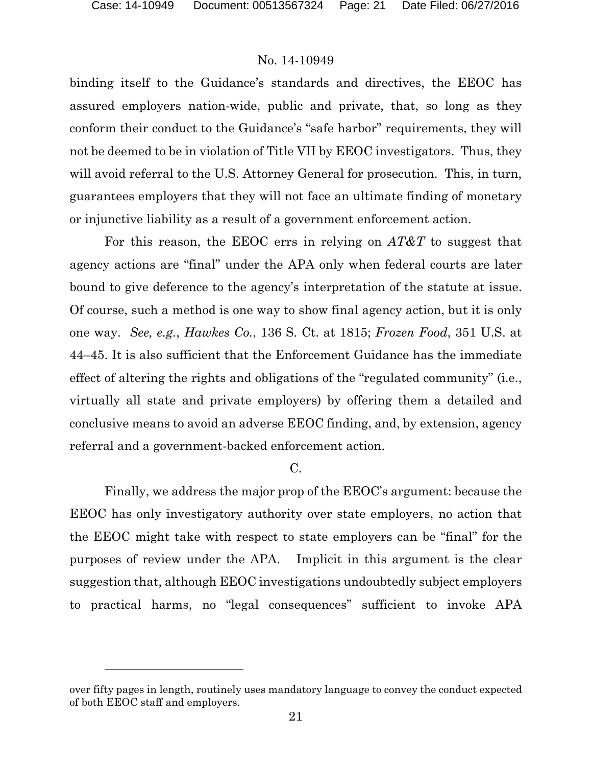binding itself to the Guidance's standards and directives, the EEOC has assured employers nation-wide, public and private, that, so long as they conform their conduct to the Guidance's "safe harbor" requirements, they will not be deemed to be in violation of Title VII by EEOC investigators. Thus, they will avoid referral to the U.S. Attorney General for prosecution. This, in turn, guarantees employers that they will not face an ultimate finding of monetary or injunctive liability as a result of a government enforcement action.

For this reason, the EEOC errs in relying on *AT&T* to suggest that agency actions are "final" under the APA only when federal courts are later bound to give deference to the agency's interpretation of the statute at issue. Of course, such a method is one way to show final agency action, but it is only one way. *See, e.g.*, *Hawkes Co.*, 136 S. Ct. at 1815; *Frozen Food*, 351 U.S. at 44–45. It is also sufficient that the Enforcement Guidance has the immediate effect of altering the rights and obligations of the "regulated community" (i.e., virtually all state and private employers) by offering them a detailed and conclusive means to avoid an adverse EEOC finding, and, by extension, agency referral and a government-backed enforcement action.

C.

Finally, we address the major prop of the EEOC's argument: because the EEOC has only investigatory authority over state employers, no action that the EEOC might take with respect to state employers can be "final" for the purposes of review under the APA. Implicit in this argument is the clear suggestion that, although EEOC investigations undoubtedly subject employers to practical harms, no "legal consequences" sufficient to invoke APA

over fifty pages in length, routinely uses mandatory language to convey the conduct expected of both EEOC staff and employers.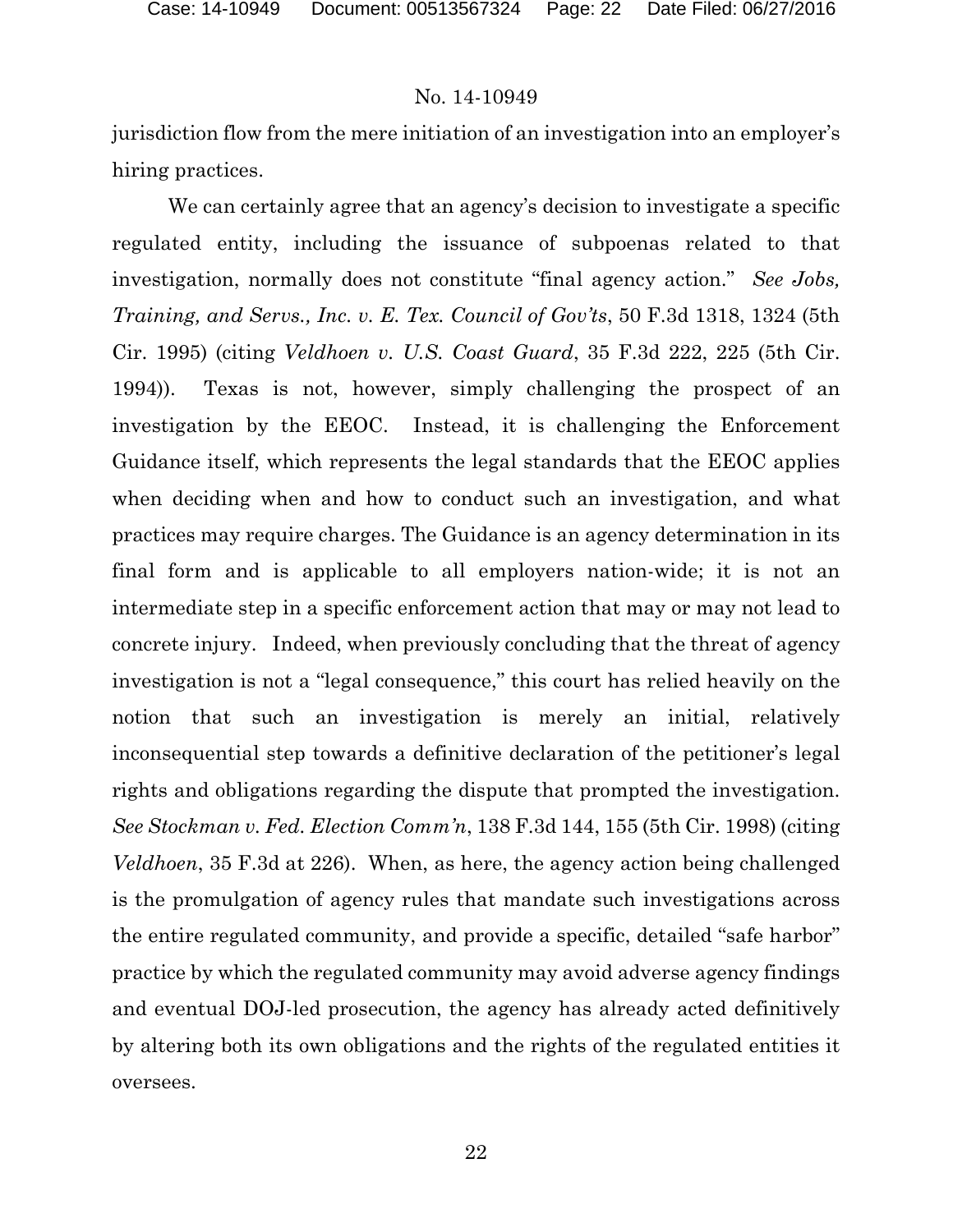jurisdiction flow from the mere initiation of an investigation into an employer's hiring practices.

We can certainly agree that an agency's decision to investigate a specific regulated entity, including the issuance of subpoenas related to that investigation, normally does not constitute "final agency action." *See Jobs, Training, and Servs., Inc. v. E. Tex. Council of Gov'ts*, 50 F.3d 1318, 1324 (5th Cir. 1995) (citing *Veldhoen v. U.S. Coast Guard*, 35 F.3d 222, 225 (5th Cir. 1994)). Texas is not, however, simply challenging the prospect of an investigation by the EEOC. Instead, it is challenging the Enforcement Guidance itself, which represents the legal standards that the EEOC applies when deciding when and how to conduct such an investigation, and what practices may require charges. The Guidance is an agency determination in its final form and is applicable to all employers nation-wide; it is not an intermediate step in a specific enforcement action that may or may not lead to concrete injury. Indeed, when previously concluding that the threat of agency investigation is not a "legal consequence," this court has relied heavily on the notion that such an investigation is merely an initial, relatively inconsequential step towards a definitive declaration of the petitioner's legal rights and obligations regarding the dispute that prompted the investigation. *See Stockman v. Fed. Election Comm'n*, 138 F.3d 144, 155 (5th Cir. 1998) (citing *Veldhoen*, 35 F.3d at 226). When, as here, the agency action being challenged is the promulgation of agency rules that mandate such investigations across the entire regulated community, and provide a specific, detailed "safe harbor" practice by which the regulated community may avoid adverse agency findings and eventual DOJ-led prosecution, the agency has already acted definitively by altering both its own obligations and the rights of the regulated entities it oversees.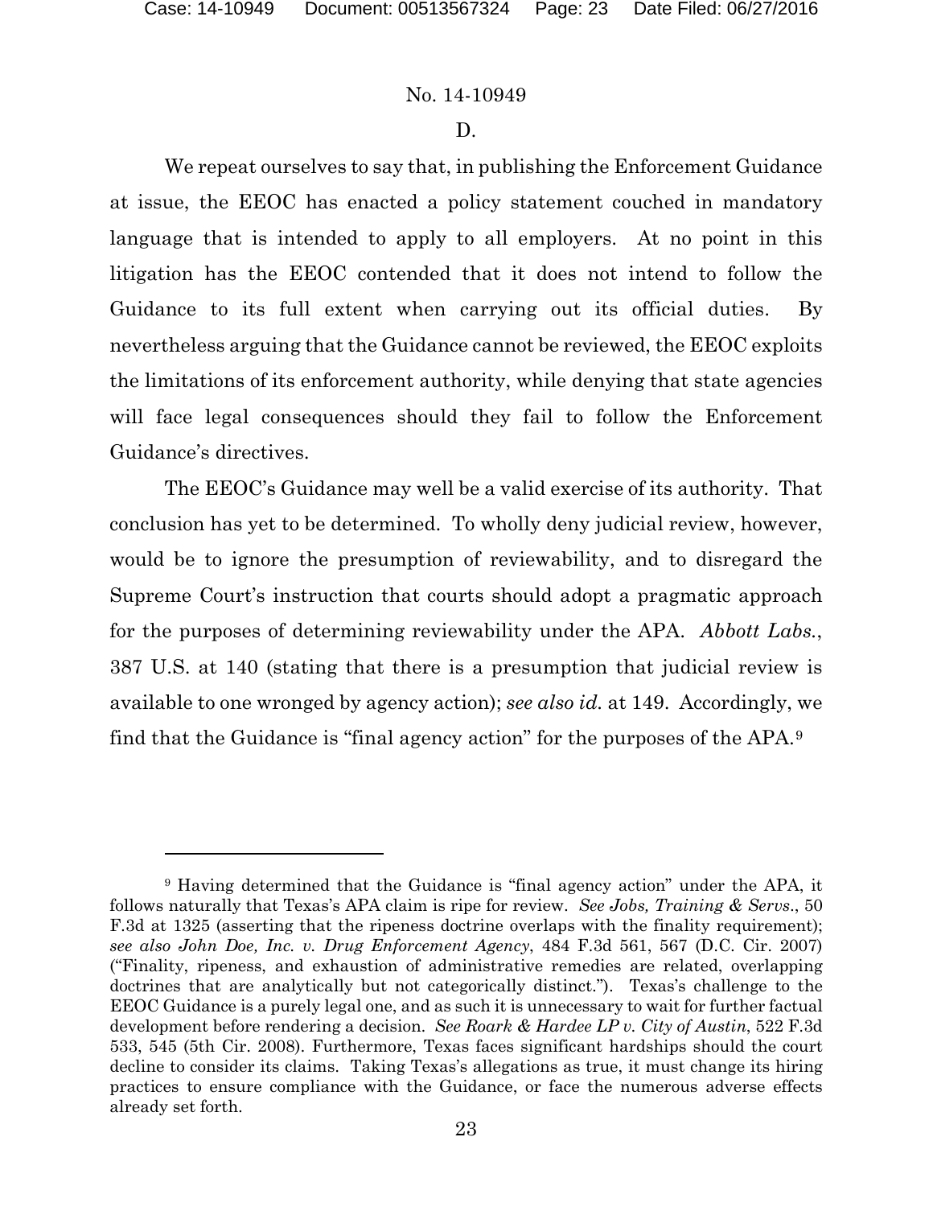D.

We repeat ourselves to say that, in publishing the Enforcement Guidance at issue, the EEOC has enacted a policy statement couched in mandatory language that is intended to apply to all employers. At no point in this litigation has the EEOC contended that it does not intend to follow the Guidance to its full extent when carrying out its official duties. By nevertheless arguing that the Guidance cannot be reviewed, the EEOC exploits the limitations of its enforcement authority, while denying that state agencies will face legal consequences should they fail to follow the Enforcement Guidance's directives.

The EEOC's Guidance may well be a valid exercise of its authority. That conclusion has yet to be determined. To wholly deny judicial review, however, would be to ignore the presumption of reviewability, and to disregard the Supreme Court's instruction that courts should adopt a pragmatic approach for the purposes of determining reviewability under the APA. *Abbott Labs.*, 387 U.S. at 140 (stating that there is a presumption that judicial review is available to one wronged by agency action); *see also id.* at 149. Accordingly, we find that the Guidance is "final agency action" for the purposes of the APA.[9]

---

[9] Having determined that the Guidance is "final agency action" under the APA, it follows naturally that Texas's APA claim is ripe for review. *See Jobs, Training & Servs.*, 50 F.3d at 1325 (asserting that the ripeness doctrine overlaps with the finality requirement); *see also John Doe, Inc. v. Drug Enforcement Agency*, 484 F.3d 561, 567 (D.C. Cir. 2007) ("Finality, ripeness, and exhaustion of administrative remedies are related, overlapping doctrines that are analytically but not categorically distinct."). Texas's challenge to the EEOC Guidance is a purely legal one, and as such it is unnecessary to wait for further factual development before rendering a decision. *See Roark & Hardee LP v. City of Austin*, 522 F.3d 533, 545 (5th Cir. 2008). Furthermore, Texas faces significant hardships should the court decline to consider its claims. Taking Texas's allegations as true, it must change its hiring practices to ensure compliance with the Guidance, or face the numerous adverse effects already set forth.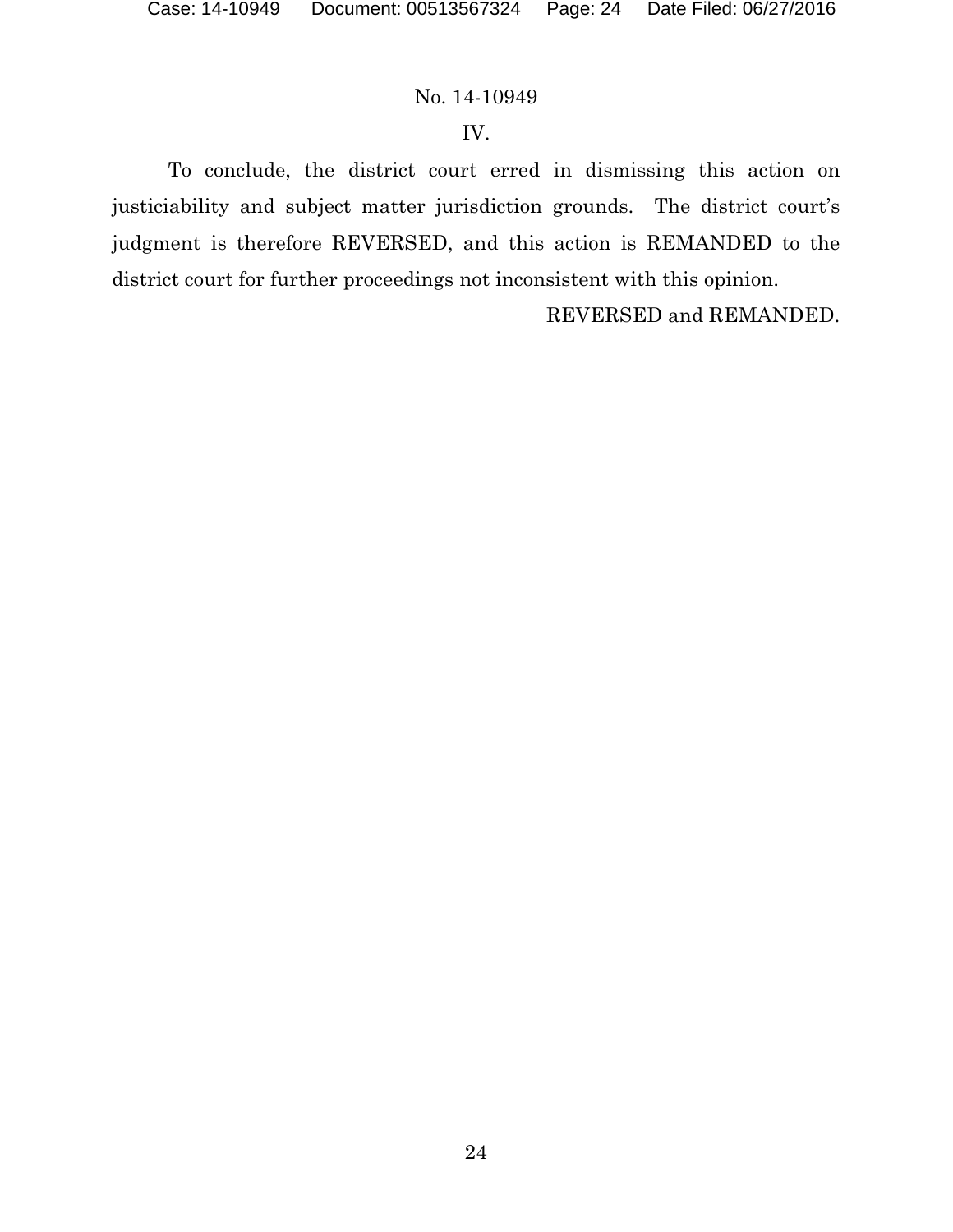## IV.

To conclude, the district court erred in dismissing this action on justiciability and subject matter jurisdiction grounds. The district court's judgment is therefore REVERSED, and this action is REMANDED to the district court for further proceedings not inconsistent with this opinion.

REVERSED and REMANDED.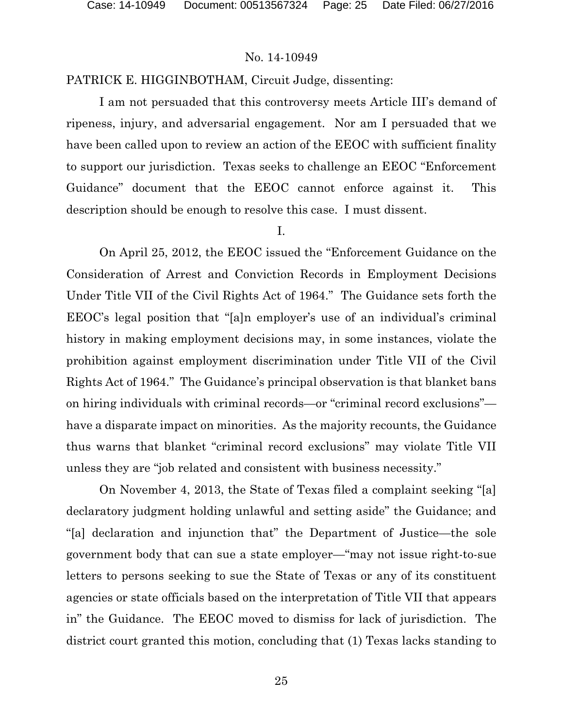No. 14-10949

PATRICK E. HIGGINBOTHAM, Circuit Judge, dissenting:

I am not persuaded that this controversy meets Article III's demand of ripeness, injury, and adversarial engagement. Nor am I persuaded that we have been called upon to review an action of the EEOC with sufficient finality to support our jurisdiction. Texas seeks to challenge an EEOC "Enforcement Guidance" document that the EEOC cannot enforce against it. This description should be enough to resolve this case. I must dissent.

I.

On April 25, 2012, the EEOC issued the "Enforcement Guidance on the Consideration of Arrest and Conviction Records in Employment Decisions Under Title VII of the Civil Rights Act of 1964." The Guidance sets forth the EEOC's legal position that "[a]n employer's use of an individual's criminal history in making employment decisions may, in some instances, violate the prohibition against employment discrimination under Title VII of the Civil Rights Act of 1964." The Guidance's principal observation is that blanket bans on hiring individuals with criminal records—or "criminal record exclusions"—have a disparate impact on minorities. As the majority recounts, the Guidance thus warns that blanket "criminal record exclusions" may violate Title VII unless they are "job related and consistent with business necessity."

On November 4, 2013, the State of Texas filed a complaint seeking "[a] declaratory judgment holding unlawful and setting aside" the Guidance; and "[a] declaration and injunction that" the Department of Justice—the sole government body that can sue a state employer—"may not issue right-to-sue letters to persons seeking to sue the State of Texas or any of its constituent agencies or state officials based on the interpretation of Title VII that appears in" the Guidance. The EEOC moved to dismiss for lack of jurisdiction. The district court granted this motion, concluding that (1) Texas lacks standing to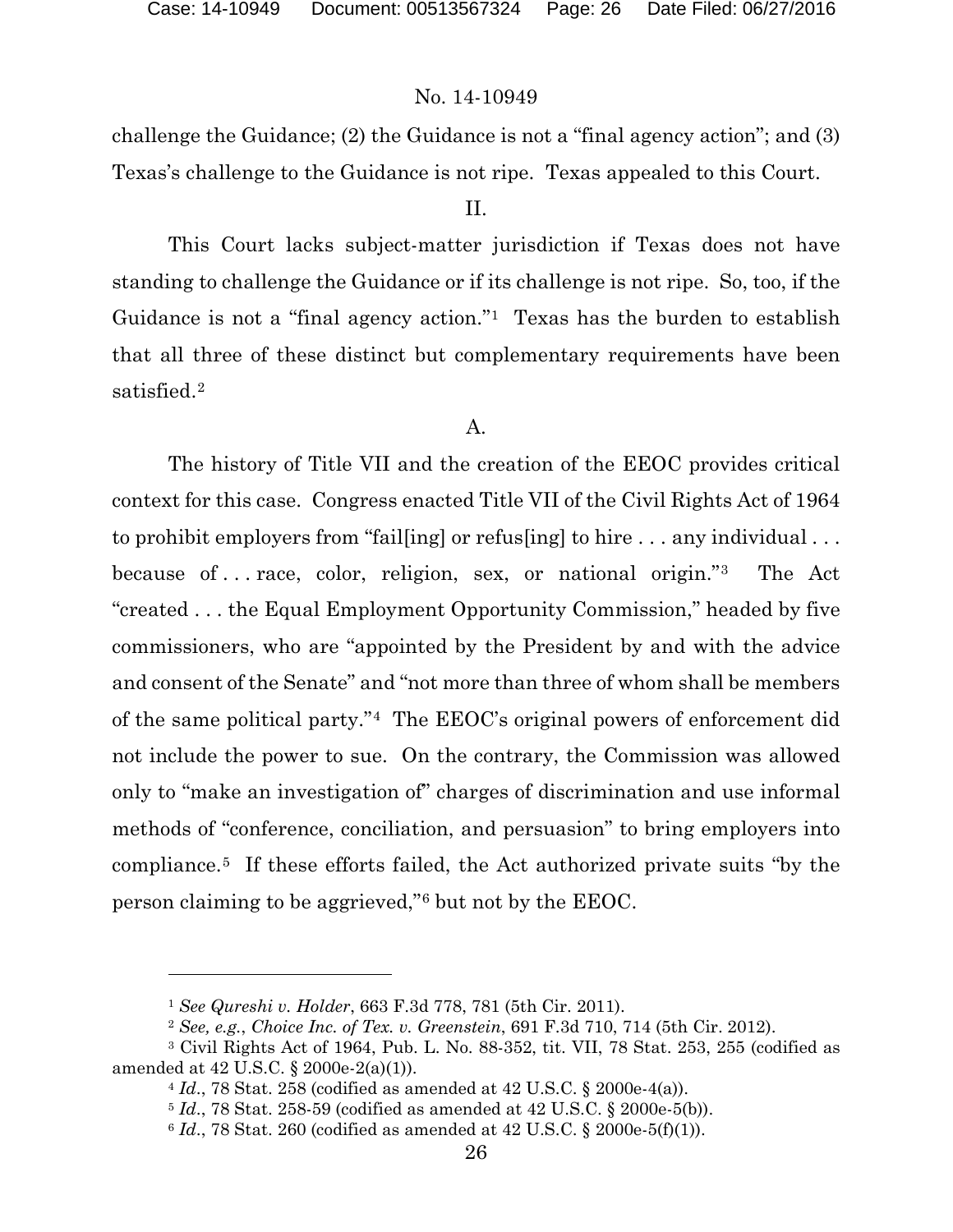challenge the Guidance; (2) the Guidance is not a "final agency action"; and (3) Texas's challenge to the Guidance is not ripe. Texas appealed to this Court.

## II.

This Court lacks subject-matter jurisdiction if Texas does not have standing to challenge the Guidance or if its challenge is not ripe. So, too, if the Guidance is not a "final agency action."[1] Texas has the burden to establish that all three of these distinct but complementary requirements have been satisfied.[2]

### A.

The history of Title VII and the creation of the EEOC provides critical context for this case. Congress enacted Title VII of the Civil Rights Act of 1964 to prohibit employers from "fail[ing] or refus[ing] to hire . . . any individual . . . because of . . . race, color, religion, sex, or national origin."[3] The Act "created . . . the Equal Employment Opportunity Commission," headed by five commissioners, who are "appointed by the President by and with the advice and consent of the Senate" and "not more than three of whom shall be members of the same political party."[4] The EEOC's original powers of enforcement did not include the power to sue. On the contrary, the Commission was allowed only to "make an investigation of" charges of discrimination and use informal methods of "conference, conciliation, and persuasion" to bring employers into compliance.[5] If these efforts failed, the Act authorized private suits "by the person claiming to be aggrieved,"[6] but not by the EEOC.

---

[1] *See Qureshi v. Holder*, 663 F.3d 778, 781 (5th Cir. 2011).

[2] *See, e.g.*, *Choice Inc. of Tex. v. Greenstein*, 691 F.3d 710, 714 (5th Cir. 2012).

[3] Civil Rights Act of 1964, Pub. L. No. 88-352, tit. VII, 78 Stat. 253, 255 (codified as amended at 42 U.S.C. § 2000e-2(a)(1)).

[4] *Id.*, 78 Stat. 258 (codified as amended at 42 U.S.C. § 2000e-4(a)).

[5] *Id.*, 78 Stat. 258-59 (codified as amended at 42 U.S.C. § 2000e-5(b)).

[6] *Id.*, 78 Stat. 260 (codified as amended at 42 U.S.C. § 2000e-5(f)(1)).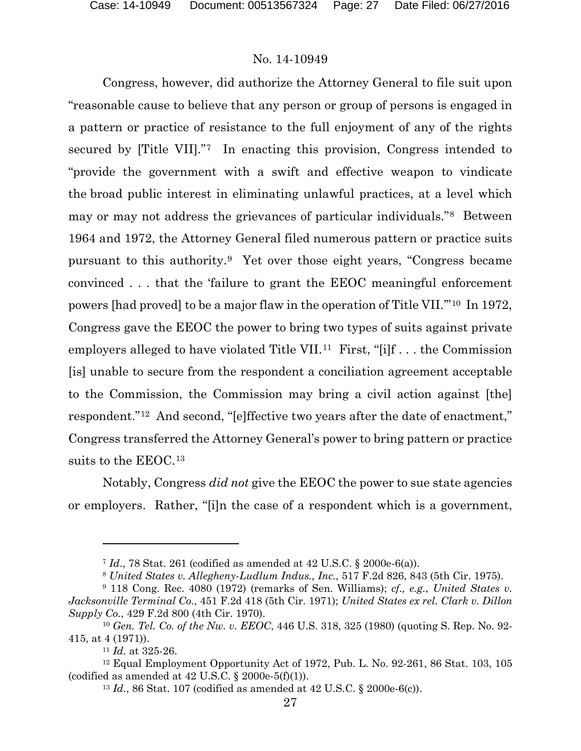Congress, however, did authorize the Attorney General to file suit upon "reasonable cause to believe that any person or group of persons is engaged in a pattern or practice of resistance to the full enjoyment of any of the rights secured by [Title VII]."[7] In enacting this provision, Congress intended to "provide the government with a swift and effective weapon to vindicate the broad public interest in eliminating unlawful practices, at a level which may or may not address the grievances of particular individuals."[8] Between 1964 and 1972, the Attorney General filed numerous pattern or practice suits pursuant to this authority.[9] Yet over those eight years, "Congress became convinced . . . that the 'failure to grant the EEOC meaningful enforcement powers [had proved] to be a major flaw in the operation of Title VII.'"[10] In 1972, Congress gave the EEOC the power to bring two types of suits against private employers alleged to have violated Title VII.[11] First, "[i]f . . . the Commission [is] unable to secure from the respondent a conciliation agreement acceptable to the Commission, the Commission may bring a civil action against [the] respondent."[12] And second, "[e]ffective two years after the date of enactment," Congress transferred the Attorney General's power to bring pattern or practice suits to the EEOC.[13]

Notably, Congress *did not* give the EEOC the power to sue state agencies or employers. Rather, "[i]n the case of a respondent which is a government,

---

[7] *Id.*, 78 Stat. 261 (codified as amended at 42 U.S.C. § 2000e-6(a)).

[8] *United States v. Allegheny-Ludlum Indus., Inc.*, 517 F.2d 826, 843 (5th Cir. 1975).

[9] 118 Cong. Rec. 4080 (1972) (remarks of Sen. Williams); *cf., e.g.*, *United States v. Jacksonville Terminal Co.*, 451 F.2d 418 (5th Cir. 1971); *United States ex rel. Clark v. Dillon Supply Co.*, 429 F.2d 800 (4th Cir. 1970).

[10] *Gen. Tel. Co. of the Nw. v. EEOC*, 446 U.S. 318, 325 (1980) (quoting S. Rep. No. 92-415, at 4 (1971)).

[11] *Id.* at 325-26.

[12] Equal Employment Opportunity Act of 1972, Pub. L. No. 92-261, 86 Stat. 103, 105 (codified as amended at 42 U.S.C. § 2000e-5(f)(1)).

[13] *Id.*, 86 Stat. 107 (codified as amended at 42 U.S.C. § 2000e-6(c)).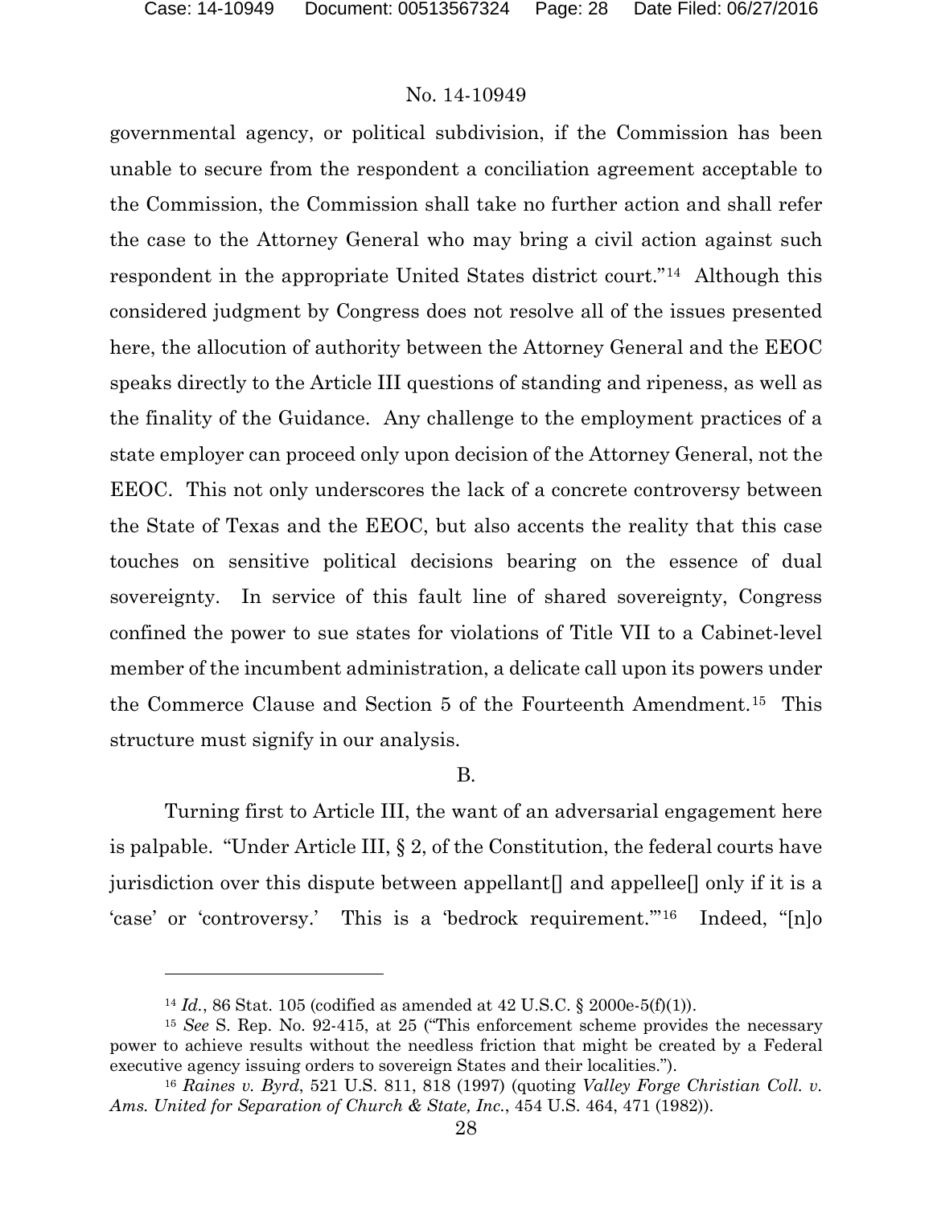governmental agency, or political subdivision, if the Commission has been unable to secure from the respondent a conciliation agreement acceptable to the Commission, the Commission shall take no further action and shall refer the case to the Attorney General who may bring a civil action against such respondent in the appropriate United States district court."[14] Although this considered judgment by Congress does not resolve all of the issues presented here, the allocution of authority between the Attorney General and the EEOC speaks directly to the Article III questions of standing and ripeness, as well as the finality of the Guidance. Any challenge to the employment practices of a state employer can proceed only upon decision of the Attorney General, not the EEOC. This not only underscores the lack of a concrete controversy between the State of Texas and the EEOC, but also accents the reality that this case touches on sensitive political decisions bearing on the essence of dual sovereignty. In service of this fault line of shared sovereignty, Congress confined the power to sue states for violations of Title VII to a Cabinet-level member of the incumbent administration, a delicate call upon its powers under the Commerce Clause and Section 5 of the Fourteenth Amendment.[15] This structure must signify in our analysis.

B.

Turning first to Article III, the want of an adversarial engagement here is palpable. "Under Article III, § 2, of the Constitution, the federal courts have jurisdiction over this dispute between appellant[] and appellee[] only if it is a 'case' or 'controversy.' This is a 'bedrock requirement.'"[16] Indeed, "[n]o

---

[14] *Id.*, 86 Stat. 105 (codified as amended at 42 U.S.C. § 2000e-5(f)(1)).

[15] *See* S. Rep. No. 92-415, at 25 ("This enforcement scheme provides the necessary power to achieve results without the needless friction that might be created by a Federal executive agency issuing orders to sovereign States and their localities.").

[16] *Raines v. Byrd*, 521 U.S. 811, 818 (1997) (quoting *Valley Forge Christian Coll. v. Ams. United for Separation of Church & State, Inc.*, 454 U.S. 464, 471 (1982)).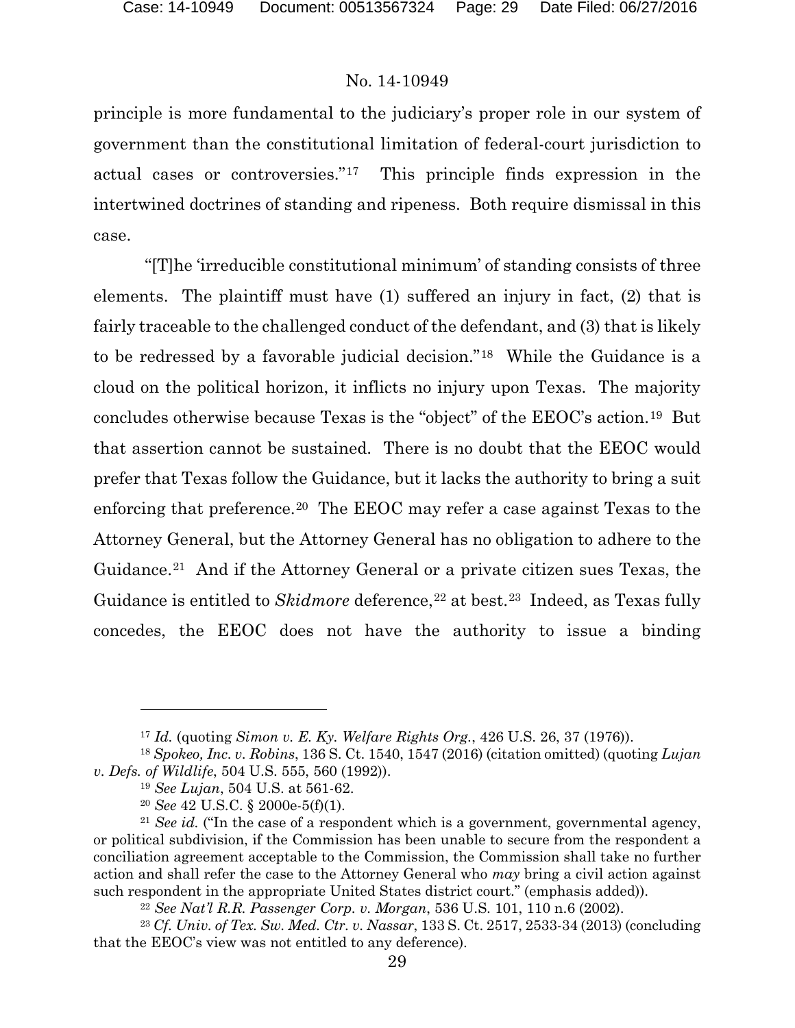principle is more fundamental to the judiciary's proper role in our system of government than the constitutional limitation of federal-court jurisdiction to actual cases or controversies."[17] This principle finds expression in the intertwined doctrines of standing and ripeness. Both require dismissal in this case.

"[T]he 'irreducible constitutional minimum' of standing consists of three elements. The plaintiff must have (1) suffered an injury in fact, (2) that is fairly traceable to the challenged conduct of the defendant, and (3) that is likely to be redressed by a favorable judicial decision."[18] While the Guidance is a cloud on the political horizon, it inflicts no injury upon Texas. The majority concludes otherwise because Texas is the "object" of the EEOC's action.[19] But that assertion cannot be sustained. There is no doubt that the EEOC would prefer that Texas follow the Guidance, but it lacks the authority to bring a suit enforcing that preference.[20] The EEOC may refer a case against Texas to the Attorney General, but the Attorney General has no obligation to adhere to the Guidance.[21] And if the Attorney General or a private citizen sues Texas, the Guidance is entitled to *Skidmore* deference,[22] at best.[23] Indeed, as Texas fully concedes, the EEOC does not have the authority to issue a binding

---

[17] *Id.* (quoting *Simon v. E. Ky. Welfare Rights Org.*, 426 U.S. 26, 37 (1976)).

[18] *Spokeo, Inc. v. Robins*, 136 S. Ct. 1540, 1547 (2016) (citation omitted) (quoting *Lujan v. Defs. of Wildlife*, 504 U.S. 555, 560 (1992)).

[19] *See Lujan*, 504 U.S. at 561-62.

[20] *See* 42 U.S.C. § 2000e-5(f)(1).

[21] *See id.* ("In the case of a respondent which is a government, governmental agency, or political subdivision, if the Commission has been unable to secure from the respondent a conciliation agreement acceptable to the Commission, the Commission shall take no further action and shall refer the case to the Attorney General who *may* bring a civil action against such respondent in the appropriate United States district court." (emphasis added)).

[22] *See Nat'l R.R. Passenger Corp. v. Morgan*, 536 U.S. 101, 110 n.6 (2002).

[23] *Cf. Univ. of Tex. Sw. Med. Ctr. v. Nassar*, 133 S. Ct. 2517, 2533-34 (2013) (concluding that the EEOC's view was not entitled to any deference).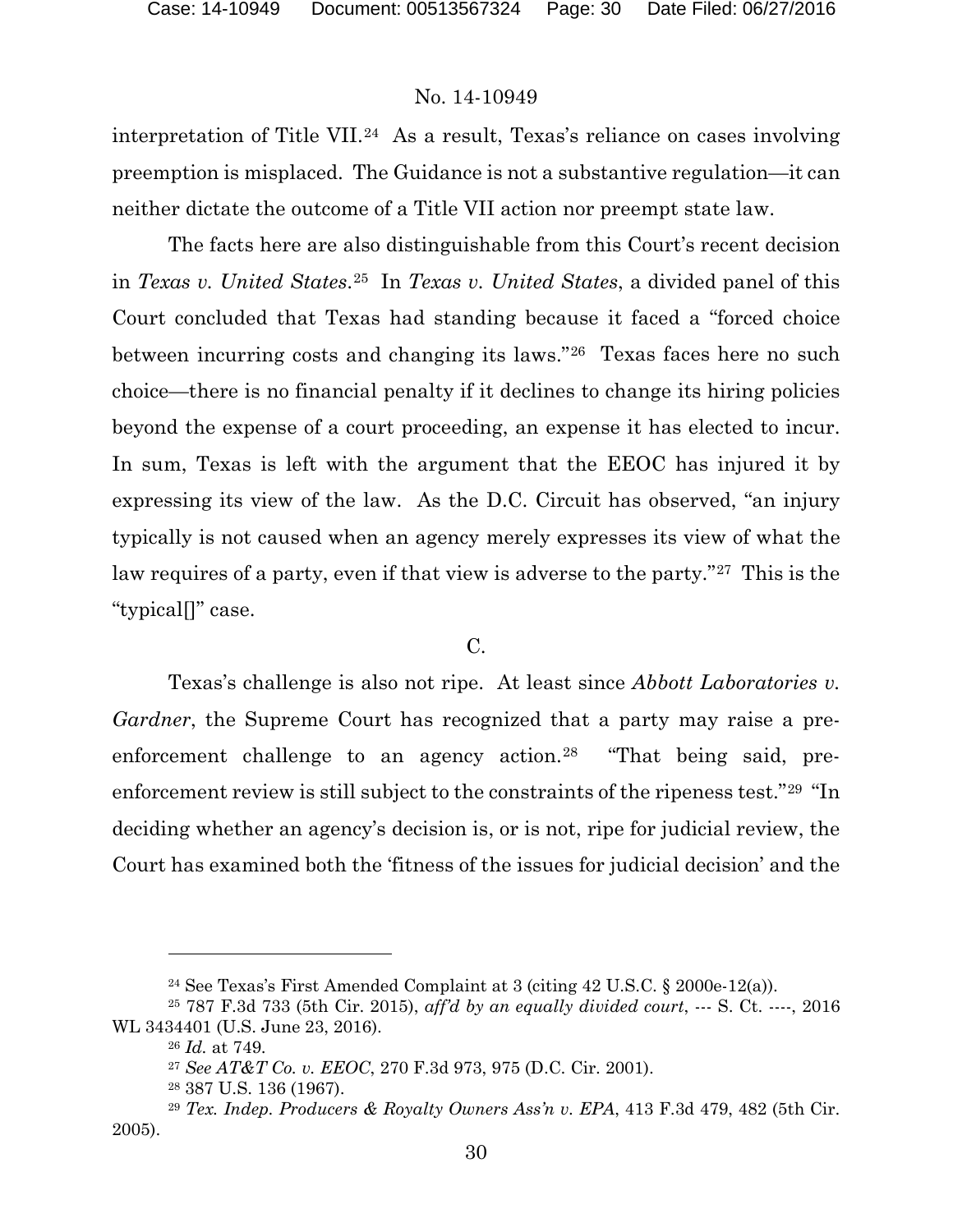interpretation of Title VII.[24] As a result, Texas's reliance on cases involving preemption is misplaced. The Guidance is not a substantive regulation—it can neither dictate the outcome of a Title VII action nor preempt state law.

The facts here are also distinguishable from this Court's recent decision in *Texas v. United States*.[25] In *Texas v. United States*, a divided panel of this Court concluded that Texas had standing because it faced a "forced choice between incurring costs and changing its laws."[26] Texas faces here no such choice—there is no financial penalty if it declines to change its hiring policies beyond the expense of a court proceeding, an expense it has elected to incur. In sum, Texas is left with the argument that the EEOC has injured it by expressing its view of the law. As the D.C. Circuit has observed, "an injury typically is not caused when an agency merely expresses its view of what the law requires of a party, even if that view is adverse to the party."[27] This is the "typical[]" case.

C.

Texas's challenge is also not ripe. At least since *Abbott Laboratories v. Gardner*, the Supreme Court has recognized that a party may raise a pre-enforcement challenge to an agency action.[28] "That being said, pre-enforcement review is still subject to the constraints of the ripeness test."[29] "In deciding whether an agency's decision is, or is not, ripe for judicial review, the Court has examined both the 'fitness of the issues for judicial decision' and the

---

[24] See Texas's First Amended Complaint at 3 (citing 42 U.S.C. § 2000e-12(a)).

[25] 787 F.3d 733 (5th Cir. 2015), *aff'd by an equally divided court*, --- S. Ct. ----, 2016 WL 3434401 (U.S. June 23, 2016).

[26] *Id.* at 749.

[27] *See AT&T Co. v. EEOC*, 270 F.3d 973, 975 (D.C. Cir. 2001).

[28] 387 U.S. 136 (1967).

[29] *Tex. Indep. Producers & Royalty Owners Ass'n v. EPA*, 413 F.3d 479, 482 (5th Cir. 2005).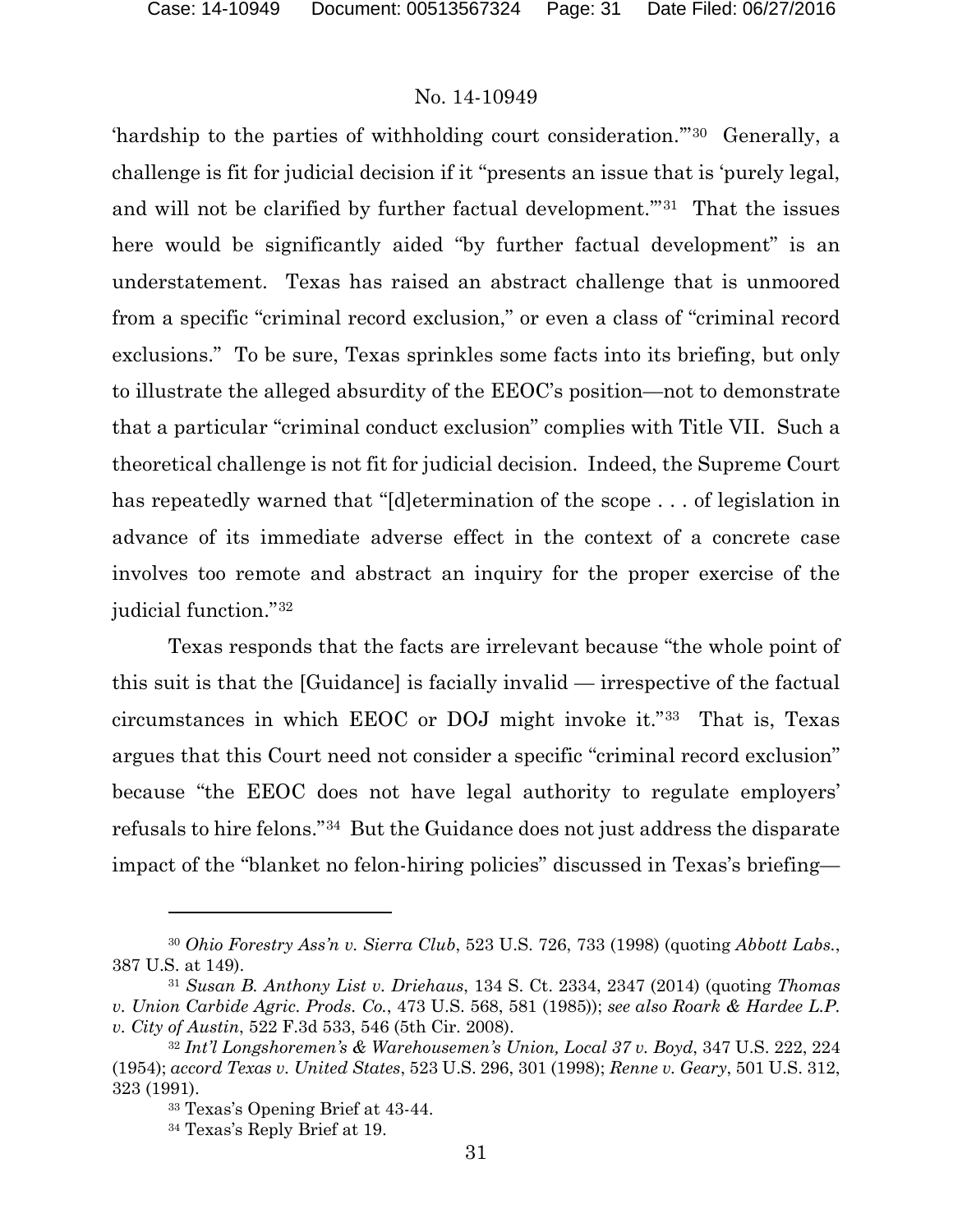'hardship to the parties of withholding court consideration.'"[30] Generally, a challenge is fit for judicial decision if it "presents an issue that is 'purely legal, and will not be clarified by further factual development.'"[31] That the issues here would be significantly aided "by further factual development" is an understatement. Texas has raised an abstract challenge that is unmoored from a specific "criminal record exclusion," or even a class of "criminal record exclusions." To be sure, Texas sprinkles some facts into its briefing, but only to illustrate the alleged absurdity of the EEOC's position—not to demonstrate that a particular "criminal conduct exclusion" complies with Title VII. Such a theoretical challenge is not fit for judicial decision. Indeed, the Supreme Court has repeatedly warned that "[d]etermination of the scope . . . of legislation in advance of its immediate adverse effect in the context of a concrete case involves too remote and abstract an inquiry for the proper exercise of the judicial function."[32]

Texas responds that the facts are irrelevant because "the whole point of this suit is that the [Guidance] is facially invalid — irrespective of the factual circumstances in which EEOC or DOJ might invoke it."[33] That is, Texas argues that this Court need not consider a specific "criminal record exclusion" because "the EEOC does not have legal authority to regulate employers' refusals to hire felons."[34] But the Guidance does not just address the disparate impact of the "blanket no felon-hiring policies" discussed in Texas's briefing—

---

[30] *Ohio Forestry Ass'n v. Sierra Club*, 523 U.S. 726, 733 (1998) (quoting *Abbott Labs.*, 387 U.S. at 149).

[31] *Susan B. Anthony List v. Driehaus*, 134 S. Ct. 2334, 2347 (2014) (quoting *Thomas v. Union Carbide Agric. Prods. Co.*, 473 U.S. 568, 581 (1985)); *see also Roark & Hardee L.P. v. City of Austin*, 522 F.3d 533, 546 (5th Cir. 2008).

[32] *Int'l Longshoremen's & Warehousemen's Union, Local 37 v. Boyd*, 347 U.S. 222, 224 (1954); *accord Texas v. United States*, 523 U.S. 296, 301 (1998); *Renne v. Geary*, 501 U.S. 312, 323 (1991).

[33] Texas's Opening Brief at 43-44.

[34] Texas's Reply Brief at 19.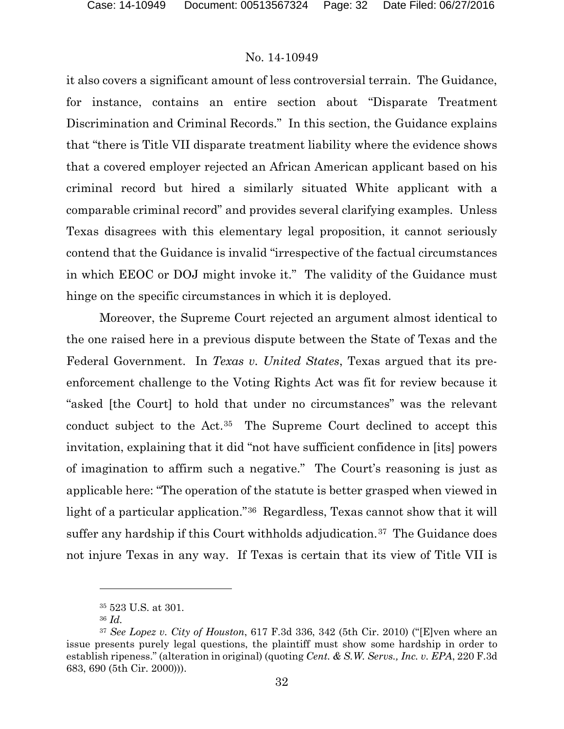it also covers a significant amount of less controversial terrain. The Guidance, for instance, contains an entire section about "Disparate Treatment Discrimination and Criminal Records." In this section, the Guidance explains that "there is Title VII disparate treatment liability where the evidence shows that a covered employer rejected an African American applicant based on his criminal record but hired a similarly situated White applicant with a comparable criminal record" and provides several clarifying examples. Unless Texas disagrees with this elementary legal proposition, it cannot seriously contend that the Guidance is invalid "irrespective of the factual circumstances in which EEOC or DOJ might invoke it." The validity of the Guidance must hinge on the specific circumstances in which it is deployed.

Moreover, the Supreme Court rejected an argument almost identical to the one raised here in a previous dispute between the State of Texas and the Federal Government. In *Texas v. United States*, Texas argued that its pre-enforcement challenge to the Voting Rights Act was fit for review because it "asked [the Court] to hold that under no circumstances" was the relevant conduct subject to the Act.[35] The Supreme Court declined to accept this invitation, explaining that it did "not have sufficient confidence in [its] powers of imagination to affirm such a negative." The Court's reasoning is just as applicable here: "The operation of the statute is better grasped when viewed in light of a particular application."[36] Regardless, Texas cannot show that it will suffer any hardship if this Court withholds adjudication.[37] The Guidance does not injure Texas in any way. If Texas is certain that its view of Title VII is

---

[35] 523 U.S. at 301.

[36] *Id.*

[37] *See Lopez v. City of Houston*, 617 F.3d 336, 342 (5th Cir. 2010) ("[E]ven where an issue presents purely legal questions, the plaintiff must show some hardship in order to establish ripeness." (alteration in original) (quoting *Cent. & S.W. Servs., Inc. v. EPA*, 220 F.3d 683, 690 (5th Cir. 2000))).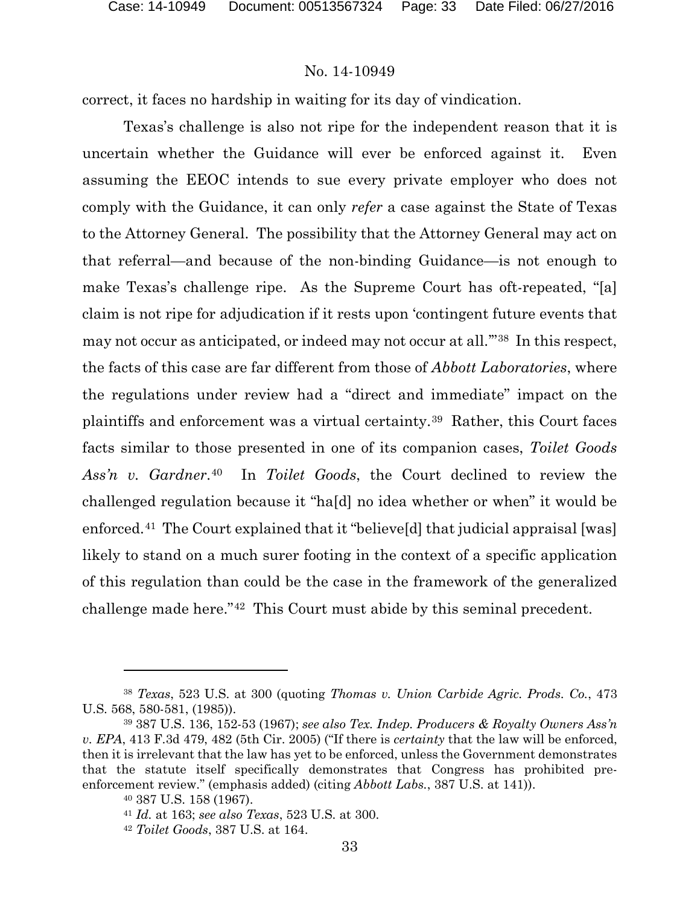correct, it faces no hardship in waiting for its day of vindication.

Texas's challenge is also not ripe for the independent reason that it is uncertain whether the Guidance will ever be enforced against it. Even assuming the EEOC intends to sue every private employer who does not comply with the Guidance, it can only *refer* a case against the State of Texas to the Attorney General. The possibility that the Attorney General may act on that referral—and because of the non-binding Guidance—is not enough to make Texas's challenge ripe. As the Supreme Court has oft-repeated, "[a] claim is not ripe for adjudication if it rests upon 'contingent future events that may not occur as anticipated, or indeed may not occur at all.'"[38] In this respect, the facts of this case are far different from those of *Abbott Laboratories*, where the regulations under review had a "direct and immediate" impact on the plaintiffs and enforcement was a virtual certainty.[39] Rather, this Court faces facts similar to those presented in one of its companion cases, *Toilet Goods Ass'n v. Gardner*.[40] In *Toilet Goods*, the Court declined to review the challenged regulation because it "ha[d] no idea whether or when" it would be enforced.[41] The Court explained that it "believe[d] that judicial appraisal [was] likely to stand on a much surer footing in the context of a specific application of this regulation than could be the case in the framework of the generalized challenge made here."[42] This Court must abide by this seminal precedent.

---

[38] *Texas*, 523 U.S. at 300 (quoting *Thomas v. Union Carbide Agric. Prods. Co.*, 473 U.S. 568, 580-581, (1985)).

[39] 387 U.S. 136, 152-53 (1967); *see also Tex. Indep. Producers & Royalty Owners Ass'n v. EPA*, 413 F.3d 479, 482 (5th Cir. 2005) ("If there is *certainty* that the law will be enforced, then it is irrelevant that the law has yet to be enforced, unless the Government demonstrates that the statute itself specifically demonstrates that Congress has prohibited pre-enforcement review." (emphasis added) (citing *Abbott Labs.*, 387 U.S. at 141)).

[40] 387 U.S. 158 (1967).

[41] *Id.* at 163; *see also Texas*, 523 U.S. at 300.

[42] *Toilet Goods*, 387 U.S. at 164.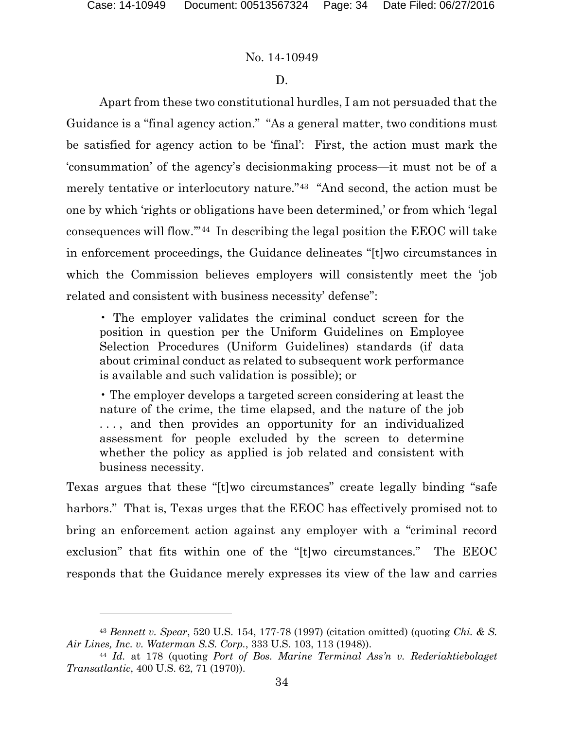No. 14-10949

D.

Apart from these two constitutional hurdles, I am not persuaded that the Guidance is a "final agency action." "As a general matter, two conditions must be satisfied for agency action to be 'final': First, the action must mark the 'consummation' of the agency's decisionmaking process—it must not be of a merely tentative or interlocutory nature."[43] "And second, the action must be one by which 'rights or obligations have been determined,' or from which 'legal consequences will flow.'"[44] In describing the legal position the EEOC will take in enforcement proceedings, the Guidance delineates "[t]wo circumstances in which the Commission believes employers will consistently meet the 'job related and consistent with business necessity' defense":

> • The employer validates the criminal conduct screen for the position in question per the Uniform Guidelines on Employee Selection Procedures (Uniform Guidelines) standards (if data about criminal conduct as related to subsequent work performance is available and such validation is possible); or
>
> • The employer develops a targeted screen considering at least the nature of the crime, the time elapsed, and the nature of the job . . . , and then provides an opportunity for an individualized assessment for people excluded by the screen to determine whether the policy as applied is job related and consistent with business necessity.

Texas argues that these "[t]wo circumstances" create legally binding "safe harbors." That is, Texas urges that the EEOC has effectively promised not to bring an enforcement action against any employer with a "criminal record exclusion" that fits within one of the "[t]wo circumstances." The EEOC responds that the Guidance merely expresses its view of the law and carries

---

[43] *Bennett v. Spear*, 520 U.S. 154, 177-78 (1997) (citation omitted) (quoting *Chi. & S. Air Lines, Inc. v. Waterman S.S. Corp.*, 333 U.S. 103, 113 (1948)).

[44] *Id.* at 178 (quoting *Port of Bos. Marine Terminal Ass'n v. Rederiaktiebolaget Transatlantic*, 400 U.S. 62, 71 (1970)).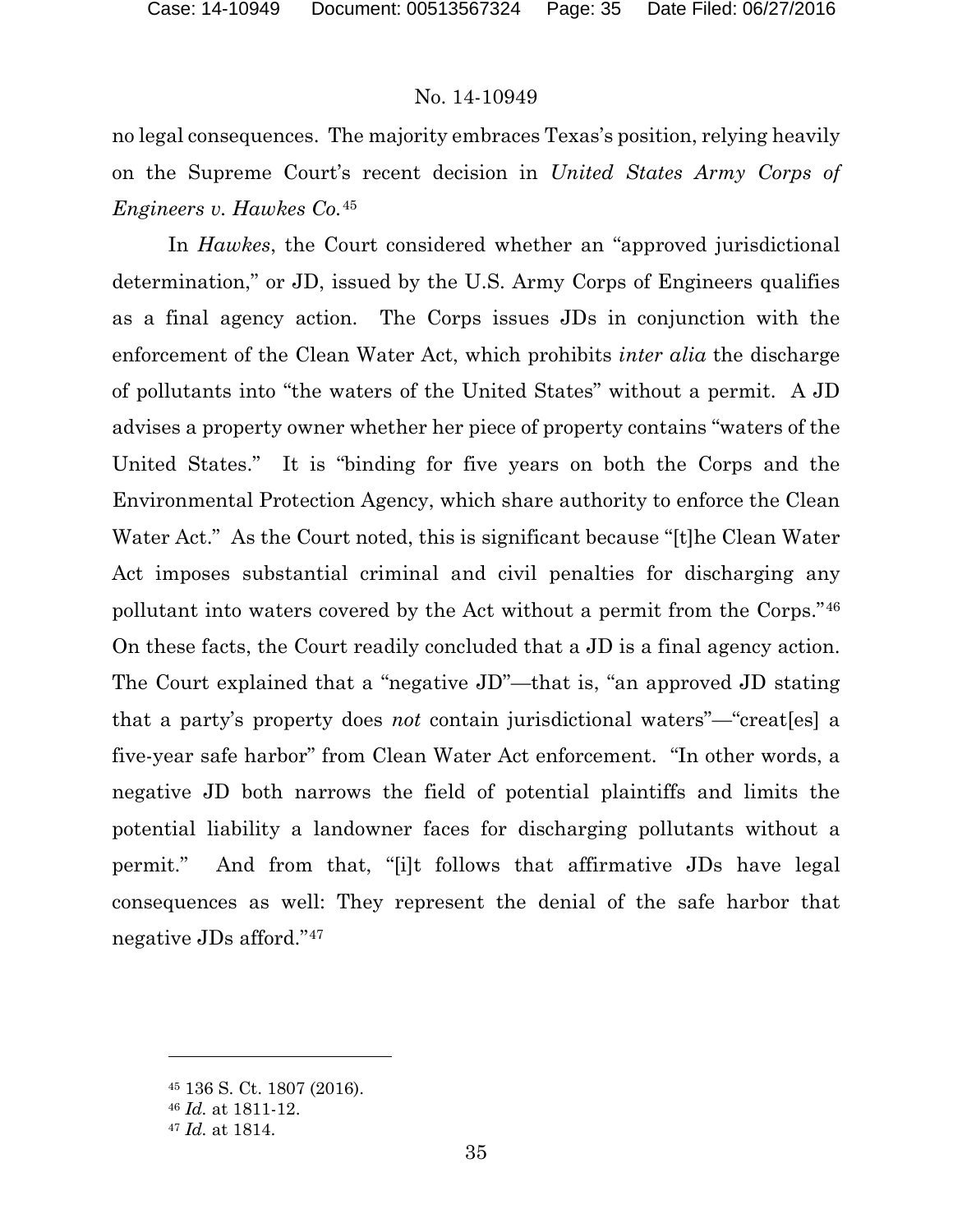no legal consequences. The majority embraces Texas's position, relying heavily on the Supreme Court's recent decision in *United States Army Corps of Engineers v. Hawkes Co.*[45]

In *Hawkes*, the Court considered whether an "approved jurisdictional determination," or JD, issued by the U.S. Army Corps of Engineers qualifies as a final agency action. The Corps issues JDs in conjunction with the enforcement of the Clean Water Act, which prohibits *inter alia* the discharge of pollutants into "the waters of the United States" without a permit. A JD advises a property owner whether her piece of property contains "waters of the United States." It is "binding for five years on both the Corps and the Environmental Protection Agency, which share authority to enforce the Clean Water Act." As the Court noted, this is significant because "[t]he Clean Water Act imposes substantial criminal and civil penalties for discharging any pollutant into waters covered by the Act without a permit from the Corps."[46] On these facts, the Court readily concluded that a JD is a final agency action. The Court explained that a "negative JD"—that is, "an approved JD stating that a party's property does *not* contain jurisdictional waters"—"creat[es] a five-year safe harbor" from Clean Water Act enforcement. "In other words, a negative JD both narrows the field of potential plaintiffs and limits the potential liability a landowner faces for discharging pollutants without a permit." And from that, "[i]t follows that affirmative JDs have legal consequences as well: They represent the denial of the safe harbor that negative JDs afford."[47]

---

[45] 136 S. Ct. 1807 (2016).

[46] *Id.* at 1811-12.

[47] *Id.* at 1814.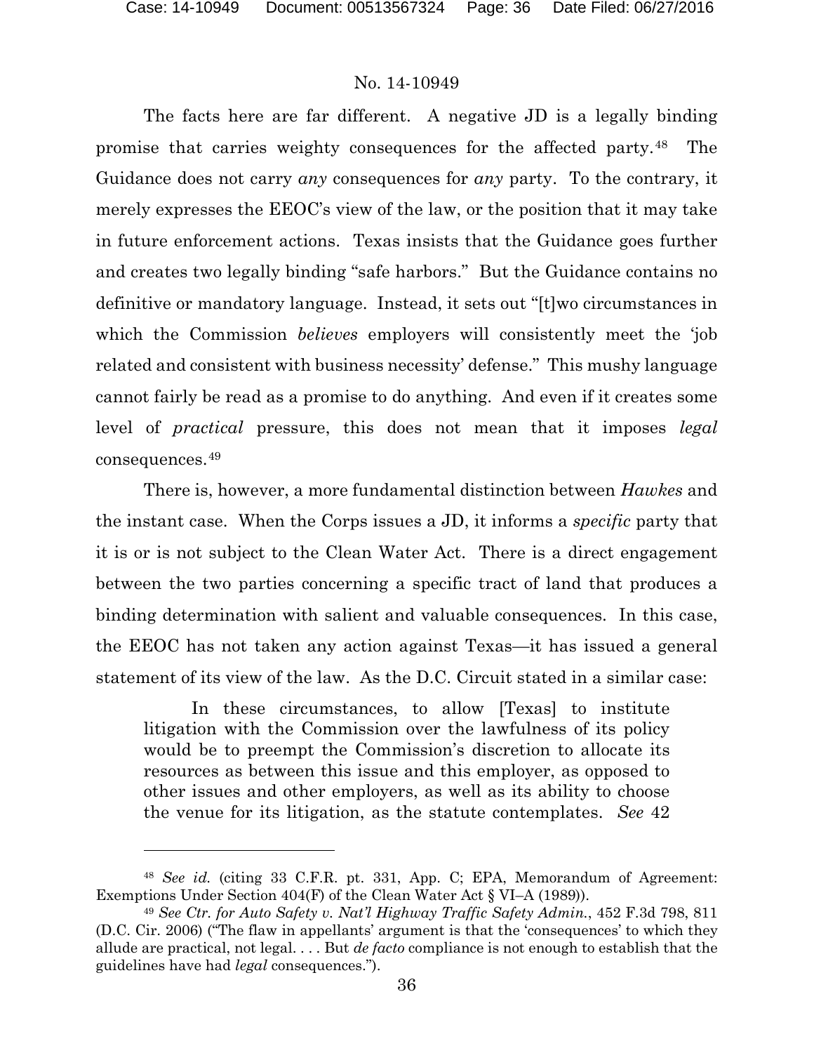No. 14-10949

The facts here are far different. A negative JD is a legally binding promise that carries weighty consequences for the affected party.[48] The Guidance does not carry *any* consequences for *any* party. To the contrary, it merely expresses the EEOC's view of the law, or the position that it may take in future enforcement actions. Texas insists that the Guidance goes further and creates two legally binding "safe harbors." But the Guidance contains no definitive or mandatory language. Instead, it sets out "[t]wo circumstances in which the Commission *believes* employers will consistently meet the 'job related and consistent with business necessity' defense." This mushy language cannot fairly be read as a promise to do anything. And even if it creates some level of *practical* pressure, this does not mean that it imposes *legal* consequences.[49]

There is, however, a more fundamental distinction between *Hawkes* and the instant case. When the Corps issues a JD, it informs a *specific* party that it is or is not subject to the Clean Water Act. There is a direct engagement between the two parties concerning a specific tract of land that produces a binding determination with salient and valuable consequences. In this case, the EEOC has not taken any action against Texas—it has issued a general statement of its view of the law. As the D.C. Circuit stated in a similar case:

> In these circumstances, to allow [Texas] to institute litigation with the Commission over the lawfulness of its policy would be to preempt the Commission's discretion to allocate its resources as between this issue and this employer, as opposed to other issues and other employers, as well as its ability to choose the venue for its litigation, as the statute contemplates. *See* 42

---

[48] *See id.* (citing 33 C.F.R. pt. 331, App. C; EPA, Memorandum of Agreement: Exemptions Under Section 404(F) of the Clean Water Act § VI–A (1989)).

[49] *See Ctr. for Auto Safety v. Nat'l Highway Traffic Safety Admin.*, 452 F.3d 798, 811 (D.C. Cir. 2006) ("The flaw in appellants' argument is that the 'consequences' to which they allude are practical, not legal. . . . But *de facto* compliance is not enough to establish that the guidelines have had *legal* consequences.").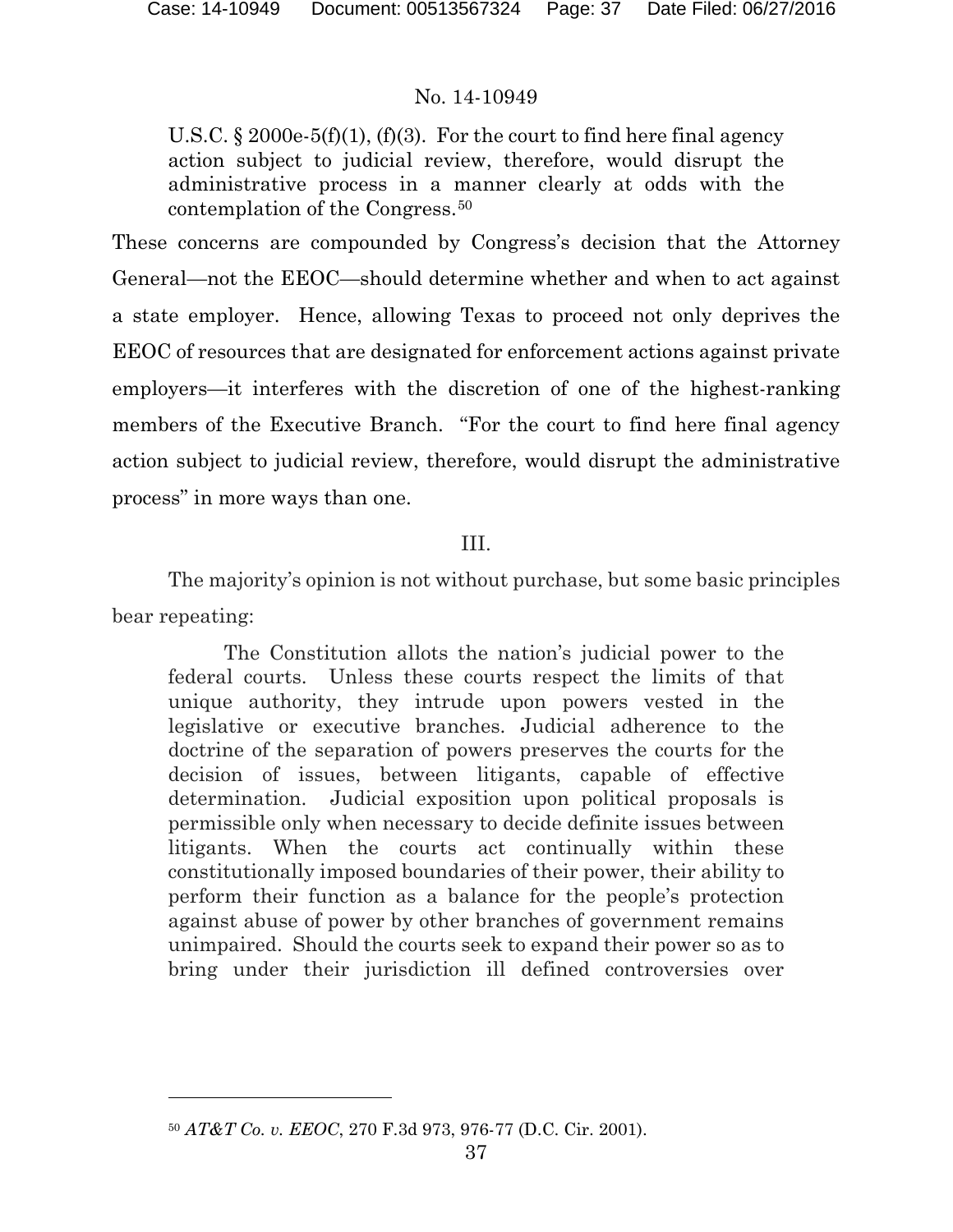> U.S.C. § 2000e-5(f)(1), (f)(3). For the court to find here final agency action subject to judicial review, therefore, would disrupt the administrative process in a manner clearly at odds with the contemplation of the Congress.[50]

These concerns are compounded by Congress's decision that the Attorney General—not the EEOC—should determine whether and when to act against a state employer. Hence, allowing Texas to proceed not only deprives the EEOC of resources that are designated for enforcement actions against private employers—it interferes with the discretion of one of the highest-ranking members of the Executive Branch. "For the court to find here final agency action subject to judicial review, therefore, would disrupt the administrative process" in more ways than one.

III.

The majority's opinion is not without purchase, but some basic principles bear repeating:

> The Constitution allots the nation's judicial power to the federal courts. Unless these courts respect the limits of that unique authority, they intrude upon powers vested in the legislative or executive branches. Judicial adherence to the doctrine of the separation of powers preserves the courts for the decision of issues, between litigants, capable of effective determination. Judicial exposition upon political proposals is permissible only when necessary to decide definite issues between litigants. When the courts act continually within these constitutionally imposed boundaries of their power, their ability to perform their function as a balance for the people's protection against abuse of power by other branches of government remains unimpaired. Should the courts seek to expand their power so as to bring under their jurisdiction ill defined controversies over

---

[50] *AT&T Co. v. EEOC*, 270 F.3d 973, 976-77 (D.C. Cir. 2001).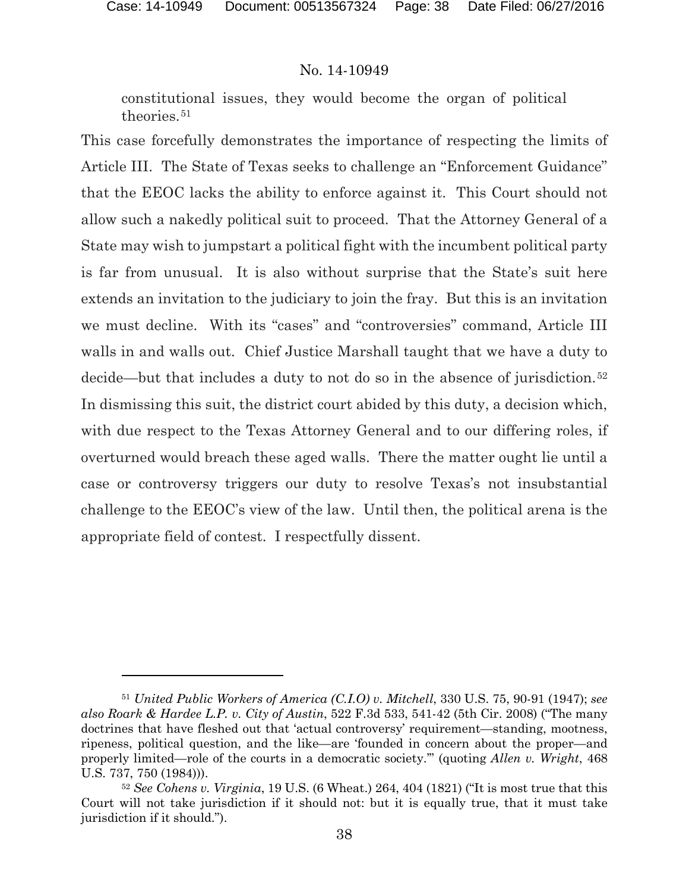constitutional issues, they would become the organ of political theories.[51]

This case forcefully demonstrates the importance of respecting the limits of Article III. The State of Texas seeks to challenge an "Enforcement Guidance" that the EEOC lacks the ability to enforce against it. This Court should not allow such a nakedly political suit to proceed. That the Attorney General of a State may wish to jumpstart a political fight with the incumbent political party is far from unusual. It is also without surprise that the State's suit here extends an invitation to the judiciary to join the fray. But this is an invitation we must decline. With its "cases" and "controversies" command, Article III walls in and walls out. Chief Justice Marshall taught that we have a duty to decide—but that includes a duty to not do so in the absence of jurisdiction.[52] In dismissing this suit, the district court abided by this duty, a decision which, with due respect to the Texas Attorney General and to our differing roles, if overturned would breach these aged walls. There the matter ought lie until a case or controversy triggers our duty to resolve Texas's not insubstantial challenge to the EEOC's view of the law. Until then, the political arena is the appropriate field of contest. I respectfully dissent.

---

[51] *United Public Workers of America (C.I.O) v. Mitchell*, 330 U.S. 75, 90-91 (1947); *see also Roark & Hardee L.P. v. City of Austin*, 522 F.3d 533, 541-42 (5th Cir. 2008) ("The many doctrines that have fleshed out that 'actual controversy' requirement—standing, mootness, ripeness, political question, and the like—are 'founded in concern about the proper—and properly limited—role of the courts in a democratic society.'" (quoting *Allen v. Wright*, 468 U.S. 737, 750 (1984))).

[52] *See Cohens v. Virginia*, 19 U.S. (6 Wheat.) 264, 404 (1821) ("It is most true that this Court will not take jurisdiction if it should not: but it is equally true, that it must take jurisdiction if it should.").